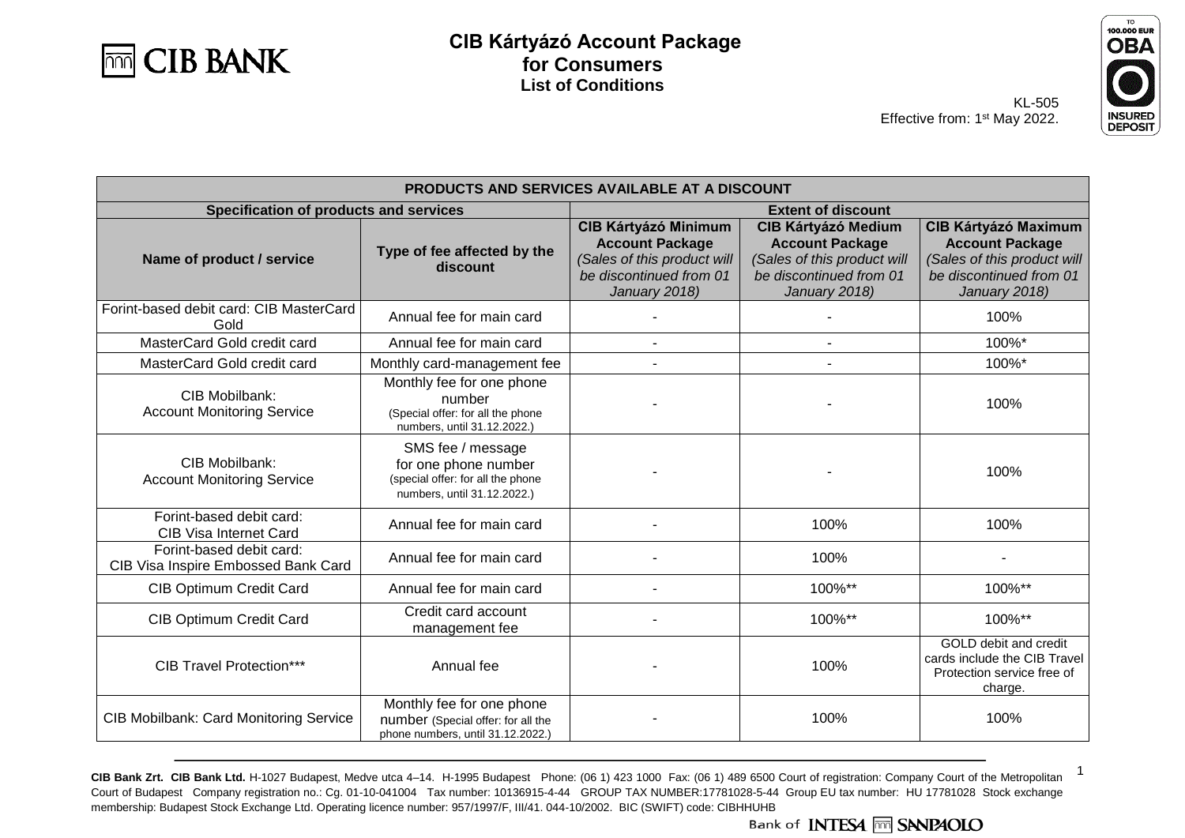# CIB Kártyázó Account Package for Consumers
## List of Conditions

KL-505
Effective from: 1st May 2022.

| PRODUCTS AND SERVICES AVAILABLE AT A DISCOUNT | | | | |
|---|---|---|---|---|
| **Specification of products and services** | | **Extent of discount** | | |
| **Name of product / service** | **Type of fee affected by the discount** | **CIB Kártyázó Minimum Account Package** *(Sales of this product will be discontinued from 01 January 2018)* | **CIB Kártyázó Medium Account Package** *(Sales of this product will be discontinued from 01 January 2018)* | **CIB Kártyázó Maximum Account Package** *(Sales of this product will be discontinued from 01 January 2018)* |
| Forint-based debit card: CIB MasterCard Gold | Annual fee for main card | - | - | 100% |
| MasterCard Gold credit card | Annual fee for main card | - | - | 100%* |
| MasterCard Gold credit card | Monthly card-management fee | - | - | 100%* |
| CIB Mobilbank: Account Monitoring Service | Monthly fee for one phone number (Special offer: for all the phone numbers, until 31.12.2022.) | - | - | 100% |
| CIB Mobilbank: Account Monitoring Service | SMS fee / message for one phone number (special offer: for all the phone numbers, until 31.12.2022.) | - | - | 100% |
| Forint-based debit card: CIB Visa Internet Card | Annual fee for main card | - | 100% | 100% |
| Forint-based debit card: CIB Visa Inspire Embossed Bank Card | Annual fee for main card | - | 100% | - |
| CIB Optimum Credit Card | Annual fee for main card | - | 100%** | 100%** |
| CIB Optimum Credit Card | Credit card account management fee | - | 100%** | 100%** |
| CIB Travel Protection*** | Annual fee | - | 100% | GOLD debit and credit cards include the CIB Travel Protection service free of charge. |
| CIB Mobilbank: Card Monitoring Service | Monthly fee for one phone number (Special offer: for all the phone numbers, until 31.12.2022.) | - | 100% | 100% |

**CIB Bank Zrt. CIB Bank Ltd.** H-1027 Budapest, Medve utca 4–14. H-1995 Budapest Phone: (06 1) 423 1000 Fax: (06 1) 489 6500 Court of registration: Company Court of the Metropolitan Court of Budapest Company registration no.: Cg. 01-10-041004 Tax number: 10136915-4-44 GROUP TAX NUMBER:17781028-5-44 Group EU tax number: HU 17781028 Stock exchange membership: Budapest Stock Exchange Ltd. Operating licence number: 957/1997/F, III/41. 044-10/2002. BIC (SWIFT) code: CIBHHUHB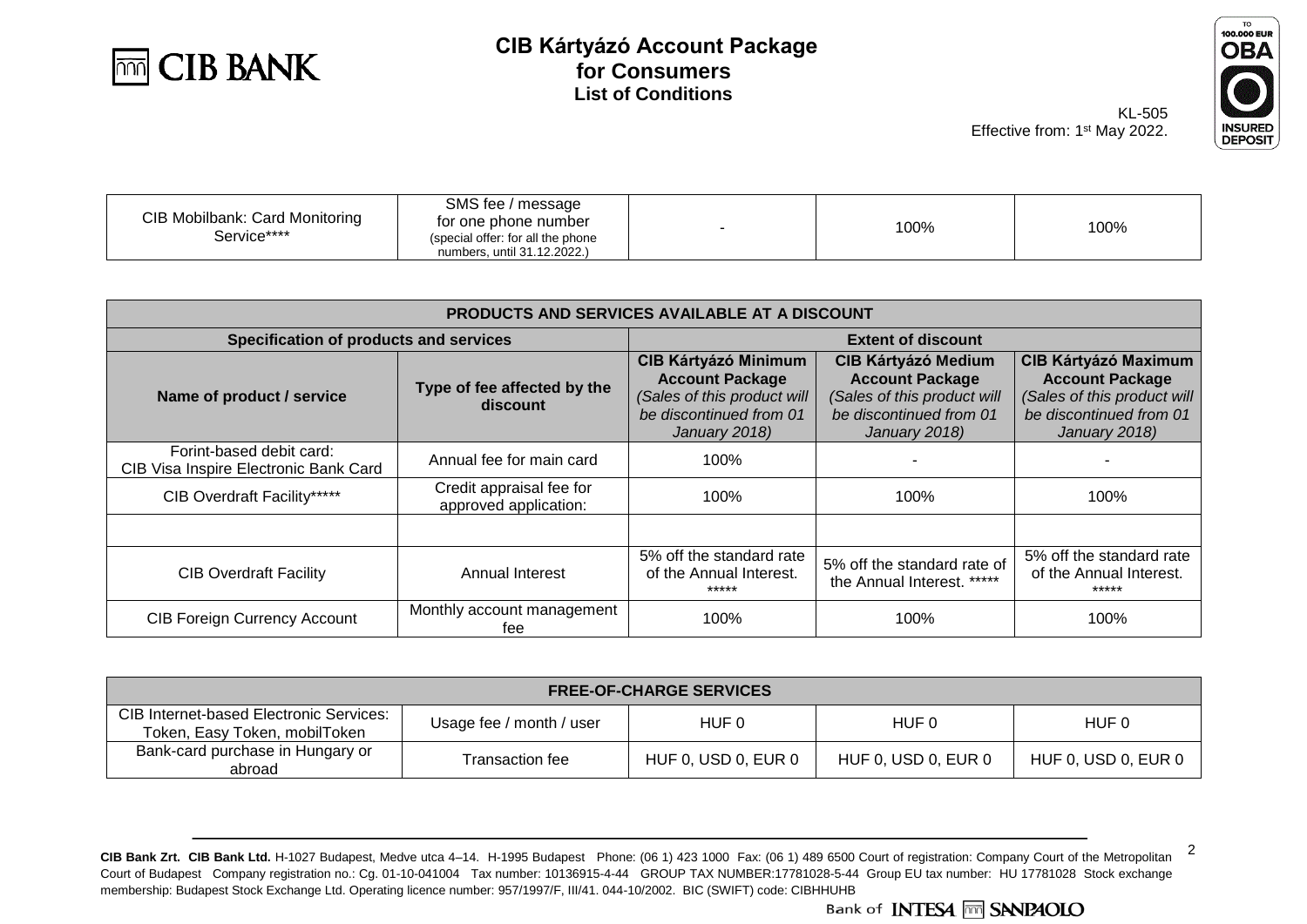# CIB Kártyázó Account Package for Consumers

## List of Conditions

KL-505
Effective from: 1st May 2022.

| | | | | |
|---|---|---|---|---|
| CIB Mobilbank: Card Monitoring Service**** | SMS fee / message for one phone number (special offer: for all the phone numbers, until 31.12.2022.) | - | 100% | 100% |

| PRODUCTS AND SERVICES AVAILABLE AT A DISCOUNT | | | | |
|---|---|---|---|---|
| **Specification of products and services** | | **Extent of discount** | | |
| **Name of product / service** | **Type of fee affected by the discount** | **CIB Kártyázó Minimum Account Package** *(Sales of this product will be discontinued from 01 January 2018)* | **CIB Kártyázó Medium Account Package** *(Sales of this product will be discontinued from 01 January 2018)* | **CIB Kártyázó Maximum Account Package** *(Sales of this product will be discontinued from 01 January 2018)* |
| Forint-based debit card: CIB Visa Inspire Electronic Bank Card | Annual fee for main card | 100% | - | - |
| CIB Overdraft Facility***** | Credit appraisal fee for approved application: | 100% | 100% | 100% |
| | | | | |
| CIB Overdraft Facility | Annual Interest | 5% off the standard rate of the Annual Interest. ***** | 5% off the standard rate of the Annual Interest. ***** | 5% off the standard rate of the Annual Interest. ***** |
| CIB Foreign Currency Account | Monthly account management fee | 100% | 100% | 100% |

| FREE-OF-CHARGE SERVICES | | | | |
|---|---|---|---|---|
| CIB Internet-based Electronic Services: Token, Easy Token, mobilToken | Usage fee / month / user | HUF 0 | HUF 0 | HUF 0 |
| Bank-card purchase in Hungary or abroad | Transaction fee | HUF 0, USD 0, EUR 0 | HUF 0, USD 0, EUR 0 | HUF 0, USD 0, EUR 0 |

**CIB Bank Zrt. CIB Bank Ltd.** H-1027 Budapest, Medve utca 4–14. H-1995 Budapest Phone: (06 1) 423 1000 Fax: (06 1) 489 6500 Court of registration: Company Court of the Metropolitan Court of Budapest Company registration no.: Cg. 01-10-041004 Tax number: 10136915-4-44 GROUP TAX NUMBER:17781028-5-44 Group EU tax number: HU 17781028 Stock exchange membership: Budapest Stock Exchange Ltd. Operating licence number: 957/1997/F, III/41. 044-10/2002. BIC (SWIFT) code: CIBHHUHB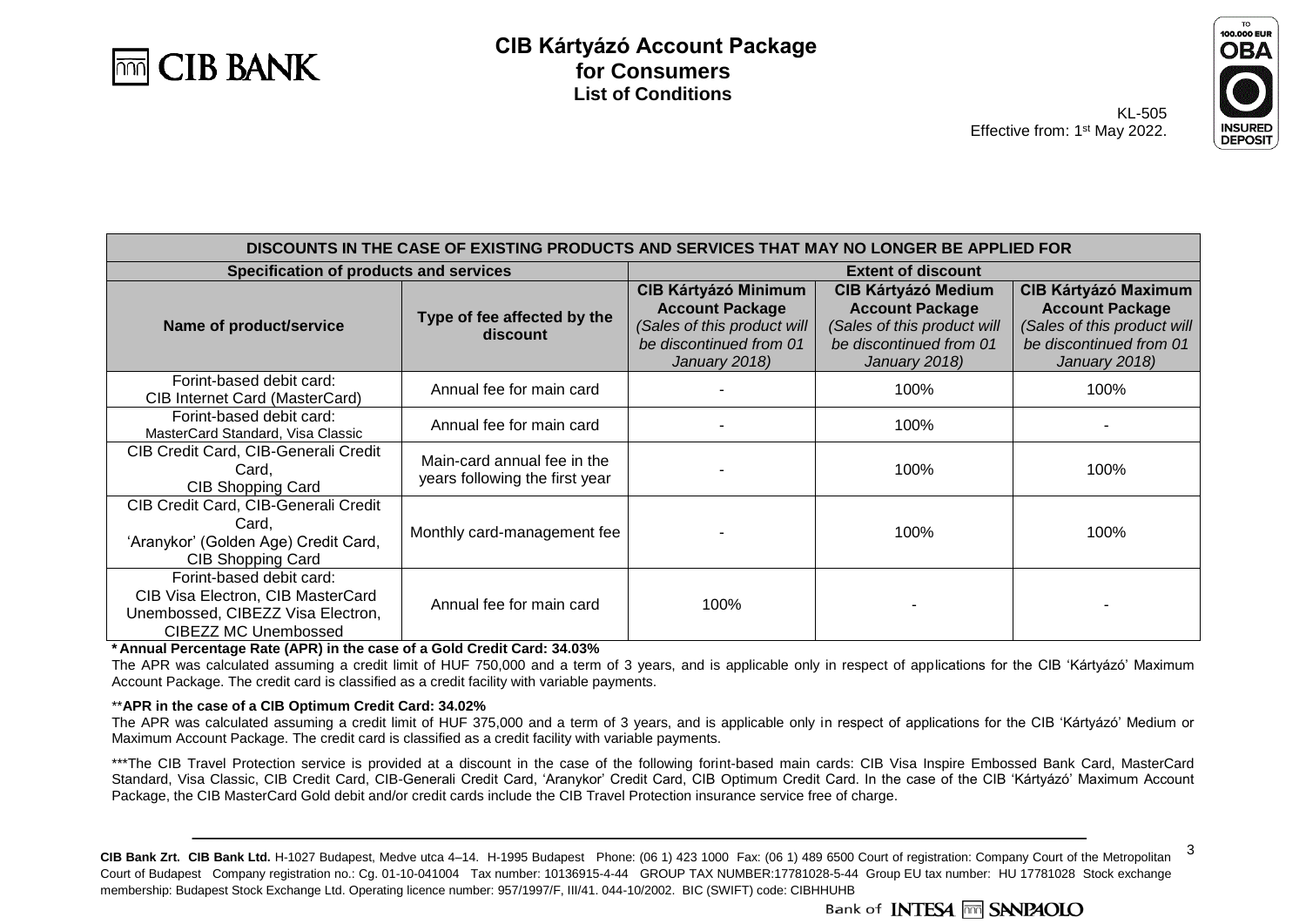# CIB Kártyázó Account Package for Consumers

## List of Conditions

KL-505
Effective from: 1st May 2022.

| DISCOUNTS IN THE CASE OF EXISTING PRODUCTS AND SERVICES THAT MAY NO LONGER BE APPLIED FOR | | | | |
|---|---|---|---|---|
| **Specification of products and services** | | **Extent of discount** | | |
| **Name of product/service** | **Type of fee affected by the discount** | **CIB Kártyázó Minimum Account Package** *(Sales of this product will be discontinued from 01 January 2018)* | **CIB Kártyázó Medium Account Package** *(Sales of this product will be discontinued from 01 January 2018)* | **CIB Kártyázó Maximum Account Package** *(Sales of this product will be discontinued from 01 January 2018)* |
| Forint-based debit card: CIB Internet Card (MasterCard) | Annual fee for main card | - | 100% | 100% |
| Forint-based debit card: MasterCard Standard, Visa Classic | Annual fee for main card | - | 100% | - |
| CIB Credit Card, CIB-Generali Credit Card, CIB Shopping Card | Main-card annual fee in the years following the first year | - | 100% | 100% |
| CIB Credit Card, CIB-Generali Credit Card, 'Aranykor' (Golden Age) Credit Card, CIB Shopping Card | Monthly card-management fee | - | 100% | 100% |
| Forint-based debit card: CIB Visa Electron, CIB MasterCard Unembossed, CIBEZZ Visa Electron, CIBEZZ MC Unembossed | Annual fee for main card | 100% | - | - |

**\* Annual Percentage Rate (APR) in the case of a Gold Credit Card: 34.03%**
The APR was calculated assuming a credit limit of HUF 750,000 and a term of 3 years, and is applicable only in respect of applications for the CIB 'Kártyázó' Maximum Account Package. The credit card is classified as a credit facility with variable payments.

\*\***APR in the case of a CIB Optimum Credit Card: 34.02%**
The APR was calculated assuming a credit limit of HUF 375,000 and a term of 3 years, and is applicable only in respect of applications for the CIB 'Kártyázó' Medium or Maximum Account Package. The credit card is classified as a credit facility with variable payments.

\*\*\*The CIB Travel Protection service is provided at a discount in the case of the following forint-based main cards: CIB Visa Inspire Embossed Bank Card, MasterCard Standard, Visa Classic, CIB Credit Card, CIB-Generali Credit Card, 'Aranykor' Credit Card, CIB Optimum Credit Card. In the case of the CIB 'Kártyázó' Maximum Account Package, the CIB MasterCard Gold debit and/or credit cards include the CIB Travel Protection insurance service free of charge.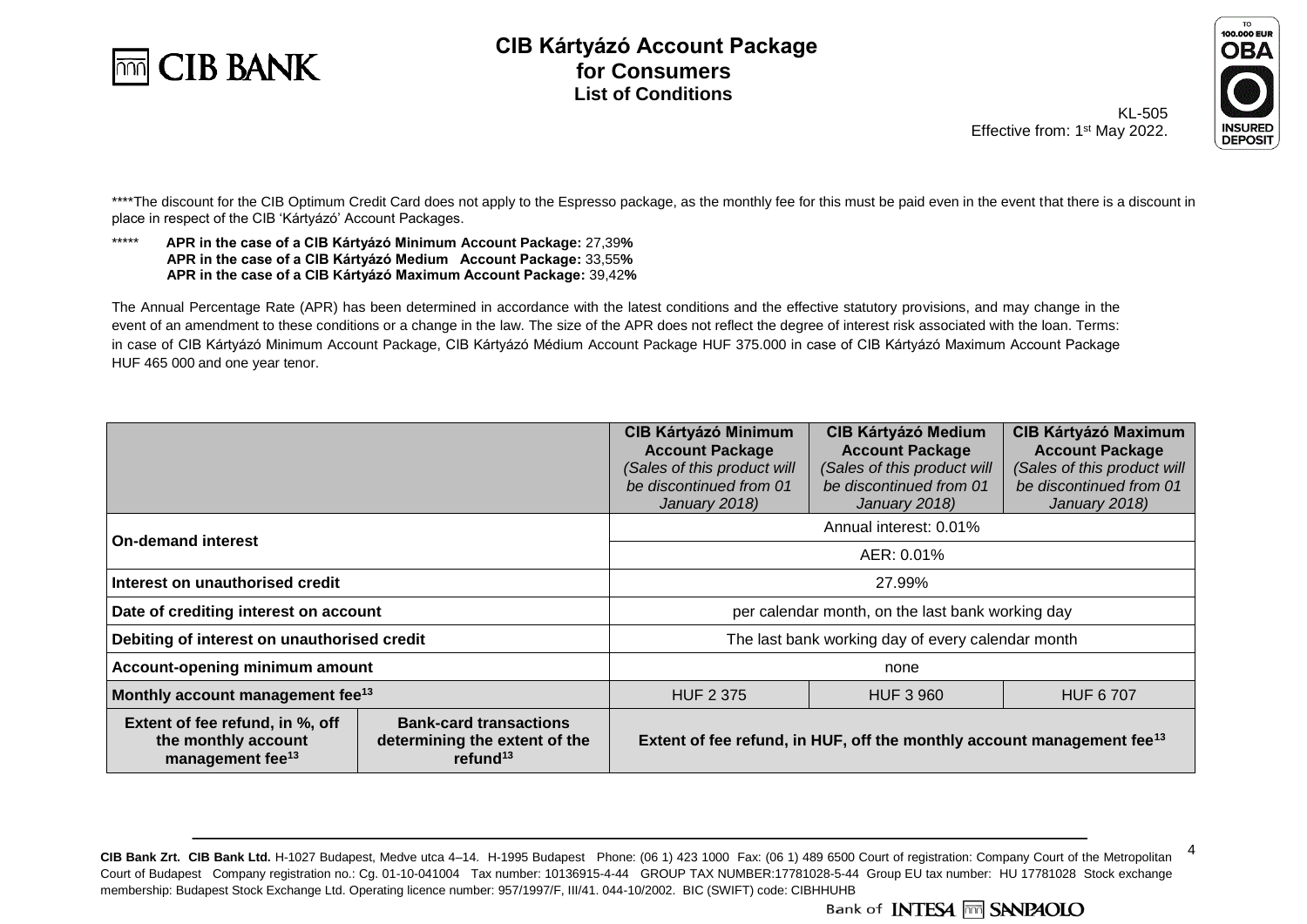****The discount for the CIB Optimum Credit Card does not apply to the Espresso package, as the monthly fee for this must be paid even in the event that there is a discount in place in respect of the CIB 'Kártyázó' Account Packages.

***** **APR in the case of a CIB Kártyázó Minimum Account Package:** 27,39**%**
**APR in the case of a CIB Kártyázó Medium Account Package:** 33,55**%**
**APR in the case of a CIB Kártyázó Maximum Account Package:** 39,42**%**

The Annual Percentage Rate (APR) has been determined in accordance with the latest conditions and the effective statutory provisions, and may change in the event of an amendment to these conditions or a change in the law. The size of the APR does not reflect the degree of interest risk associated with the loan. Terms: in case of CIB Kártyázó Minimum Account Package, CIB Kártyázó Médium Account Package HUF 375.000 in case of CIB Kártyázó Maximum Account Package HUF 465 000 and one year tenor.

| | | **CIB Kártyázó Minimum Account Package** *(Sales of this product will be discontinued from 01 January 2018)* | **CIB Kártyázó Medium Account Package** *(Sales of this product will be discontinued from 01 January 2018)* | **CIB Kártyázó Maximum Account Package** *(Sales of this product will be discontinued from 01 January 2018)* |
|---|---|---|---|---|
| **On-demand interest** | | Annual interest: 0.01% | | |
| | | AER: 0.01% | | |
| **Interest on unauthorised credit** | | 27.99% | | |
| **Date of crediting interest on account** | | per calendar month, on the last bank working day | | |
| **Debiting of interest on unauthorised credit** | | The last bank working day of every calendar month | | |
| **Account-opening minimum amount** | | none | | |
| **Monthly account management fee[13]** | | HUF 2 375 | HUF 3 960 | HUF 6 707 |
| **Extent of fee refund, in %, off the monthly account management fee[13]** | **Bank-card transactions determining the extent of the refund[13]** | **Extent of fee refund, in HUF, off the monthly account management fee[13]** | | |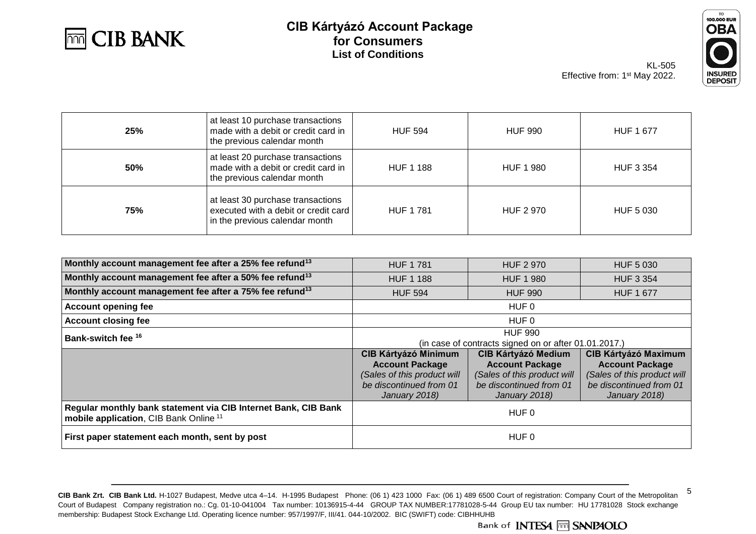# CIB Kártyázó Account Package for Consumers

## List of Conditions

KL-505
Effective from: 1st May 2022.

| 25% | at least 10 purchase transactions made with a debit or credit card in the previous calendar month | HUF 594 | HUF 990 | HUF 1 677 |
|---|---|---|---|---|
| 50% | at least 20 purchase transactions made with a debit or credit card in the previous calendar month | HUF 1 188 | HUF 1 980 | HUF 3 354 |
| 75% | at least 30 purchase transactions executed with a debit or credit card in the previous calendar month | HUF 1 781 | HUF 2 970 | HUF 5 030 |

| **Monthly account management fee after a 25% fee refund**[13] | HUF 1 781 | HUF 2 970 | HUF 5 030 |
|---|---|---|---|
| **Monthly account management fee after a 50% fee refund**[13] | HUF 1 188 | HUF 1 980 | HUF 3 354 |
| **Monthly account management fee after a 75% fee refund**[13] | HUF 594 | HUF 990 | HUF 1 677 |
| **Account opening fee** | HUF 0 | | |
| **Account closing fee** | HUF 0 | | |
| **Bank-switch fee** [16] | HUF 990 (in case of contracts signed on or after 01.01.2017.) | | |
| | **CIB Kártyázó Minimum Account Package** *(Sales of this product will be discontinued from 01 January 2018)* | **CIB Kártyázó Medium Account Package** *(Sales of this product will be discontinued from 01 January 2018)* | **CIB Kártyázó Maximum Account Package** *(Sales of this product will be discontinued from 01 January 2018)* |
| **Regular monthly bank statement via CIB Internet Bank, CIB Bank mobile application**, CIB Bank Online [11] | HUF 0 | | |
| **First paper statement each month, sent by post** | HUF 0 | | |

**CIB Bank Zrt. CIB Bank Ltd.** H-1027 Budapest, Medve utca 4–14. H-1995 Budapest Phone: (06 1) 423 1000 Fax: (06 1) 489 6500 Court of registration: Company Court of the Metropolitan Court of Budapest Company registration no.: Cg. 01-10-041004 Tax number: 10136915-4-44 GROUP TAX NUMBER:17781028-5-44 Group EU tax number: HU 17781028 Stock exchange membership: Budapest Stock Exchange Ltd. Operating licence number: 957/1997/F, III/41. 044-10/2002. BIC (SWIFT) code: CIBHHUHB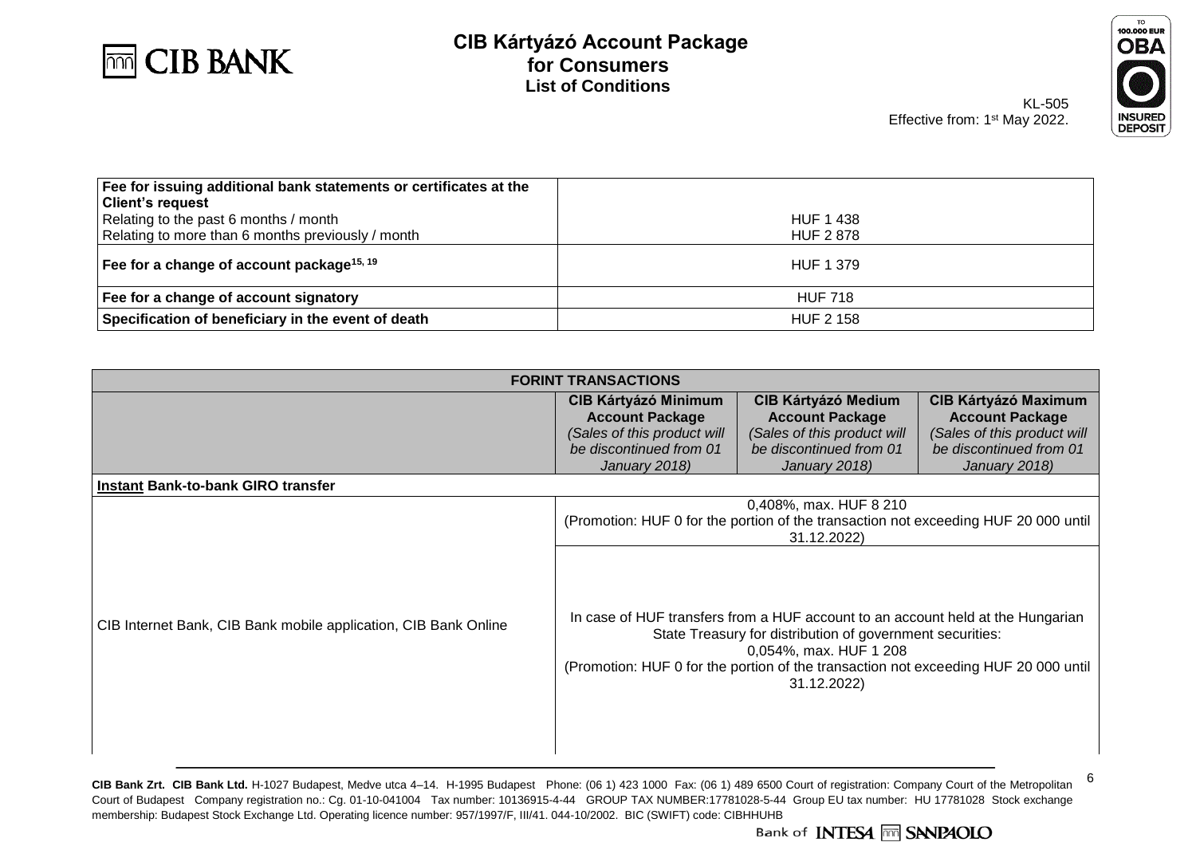| Fee for issuing additional bank statements or certificates at the Client's request | |
|---|---|
| Relating to the past 6 months / month | HUF 1 438 |
| Relating to more than 6 months previously / month | HUF 2 878 |
| **Fee for a change of account package**[15, 19] | HUF 1 379 |
| **Fee for a change of account signatory** | HUF 718 |
| **Specification of beneficiary in the event of death** | HUF 2 158 |

| FORINT TRANSACTIONS | | | |
|---|---|---|---|
| | **CIB Kártyázó Minimum Account Package** *(Sales of this product will be discontinued from 01 January 2018)* | **CIB Kártyázó Medium Account Package** *(Sales of this product will be discontinued from 01 January 2018)* | **CIB Kártyázó Maximum Account Package** *(Sales of this product will be discontinued from 01 January 2018)* |
| **Instant Bank-to-bank GIRO transfer** | | | |
| CIB Internet Bank, CIB Bank mobile application, CIB Bank Online | 0,408%, max. HUF 8 210 (Promotion: HUF 0 for the portion of the transaction not exceeding HUF 20 000 until 31.12.2022) | | |
| | In case of HUF transfers from a HUF account to an account held at the Hungarian State Treasury for distribution of government securities: 0,054%, max. HUF 1 208 (Promotion: HUF 0 for the portion of the transaction not exceeding HUF 20 000 until 31.12.2022) | | |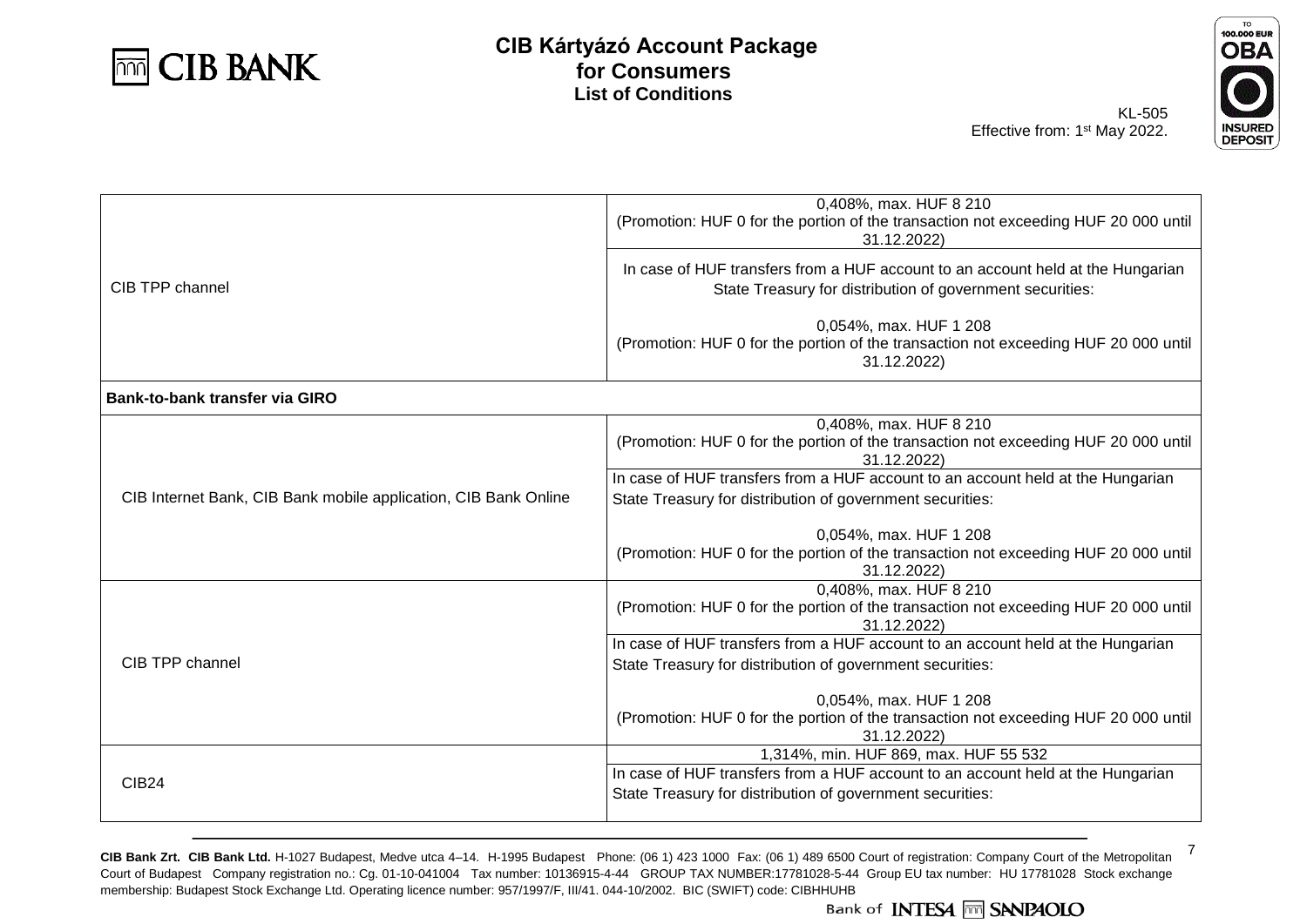| | |
|---|---|
| CIB TPP channel | 0,408%, max. HUF 8 210<br>(Promotion: HUF 0 for the portion of the transaction not exceeding HUF 20 000 until 31.12.2022) |
| | In case of HUF transfers from a HUF account to an account held at the Hungarian State Treasury for distribution of government securities:<br><br>0,054%, max. HUF 1 208<br>(Promotion: HUF 0 for the portion of the transaction not exceeding HUF 20 000 until 31.12.2022) |
| **Bank-to-bank transfer via GIRO** | |
| CIB Internet Bank, CIB Bank mobile application, CIB Bank Online | 0,408%, max. HUF 8 210<br>(Promotion: HUF 0 for the portion of the transaction not exceeding HUF 20 000 until 31.12.2022) |
| | In case of HUF transfers from a HUF account to an account held at the Hungarian State Treasury for distribution of government securities:<br><br>0,054%, max. HUF 1 208<br>(Promotion: HUF 0 for the portion of the transaction not exceeding HUF 20 000 until 31.12.2022) |
| CIB TPP channel | 0,408%, max. HUF 8 210<br>(Promotion: HUF 0 for the portion of the transaction not exceeding HUF 20 000 until 31.12.2022) |
| | In case of HUF transfers from a HUF account to an account held at the Hungarian State Treasury for distribution of government securities:<br><br>0,054%, max. HUF 1 208<br>(Promotion: HUF 0 for the portion of the transaction not exceeding HUF 20 000 until 31.12.2022) |
| CIB24 | 1,314%, min. HUF 869, max. HUF 55 532 |
| | In case of HUF transfers from a HUF account to an account held at the Hungarian State Treasury for distribution of government securities: |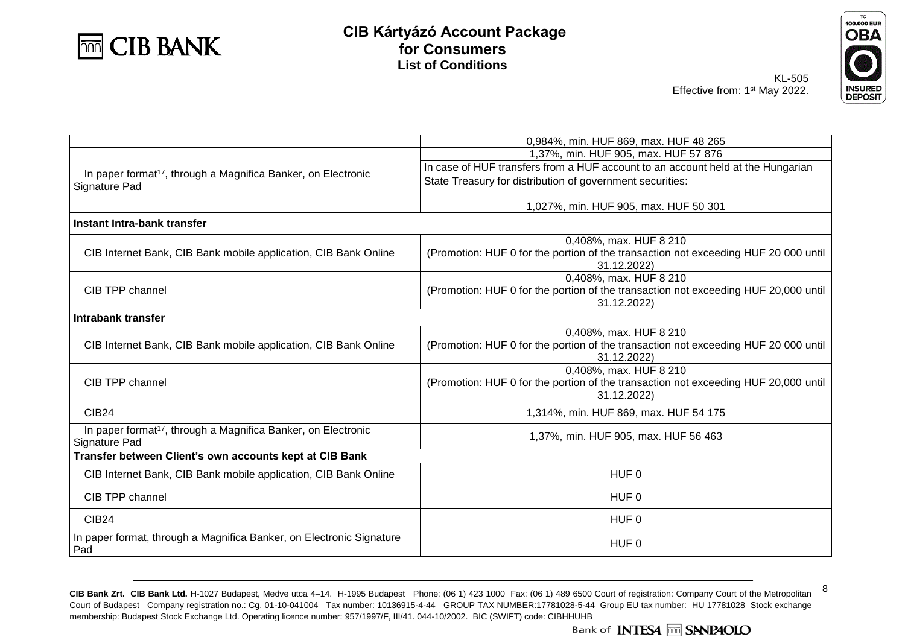| | |
|---|---|
| | 0,984%, min. HUF 869, max. HUF 48 265 |
| In paper format[17], through a Magnifica Banker, on Electronic Signature Pad | 1,37%, min. HUF 905, max. HUF 57 876<br>In case of HUF transfers from a HUF account to an account held at the Hungarian State Treasury for distribution of government securities:<br><br>1,027%, min. HUF 905, max. HUF 50 301 |
| **Instant Intra-bank transfer** | |
| CIB Internet Bank, CIB Bank mobile application, CIB Bank Online | 0,408%, max. HUF 8 210<br>(Promotion: HUF 0 for the portion of the transaction not exceeding HUF 20 000 until 31.12.2022) |
| CIB TPP channel | 0,408%, max. HUF 8 210<br>(Promotion: HUF 0 for the portion of the transaction not exceeding HUF 20,000 until 31.12.2022) |
| **Intrabank transfer** | |
| CIB Internet Bank, CIB Bank mobile application, CIB Bank Online | 0,408%, max. HUF 8 210<br>(Promotion: HUF 0 for the portion of the transaction not exceeding HUF 20 000 until 31.12.2022) |
| CIB TPP channel | 0,408%, max. HUF 8 210<br>(Promotion: HUF 0 for the portion of the transaction not exceeding HUF 20,000 until 31.12.2022) |
| CIB24 | 1,314%, min. HUF 869, max. HUF 54 175 |
| In paper format[17], through a Magnifica Banker, on Electronic Signature Pad | 1,37%, min. HUF 905, max. HUF 56 463 |
| **Transfer between Client's own accounts kept at CIB Bank** | |
| CIB Internet Bank, CIB Bank mobile application, CIB Bank Online | HUF 0 |
| CIB TPP channel | HUF 0 |
| CIB24 | HUF 0 |
| In paper format, through a Magnifica Banker, on Electronic Signature Pad | HUF 0 |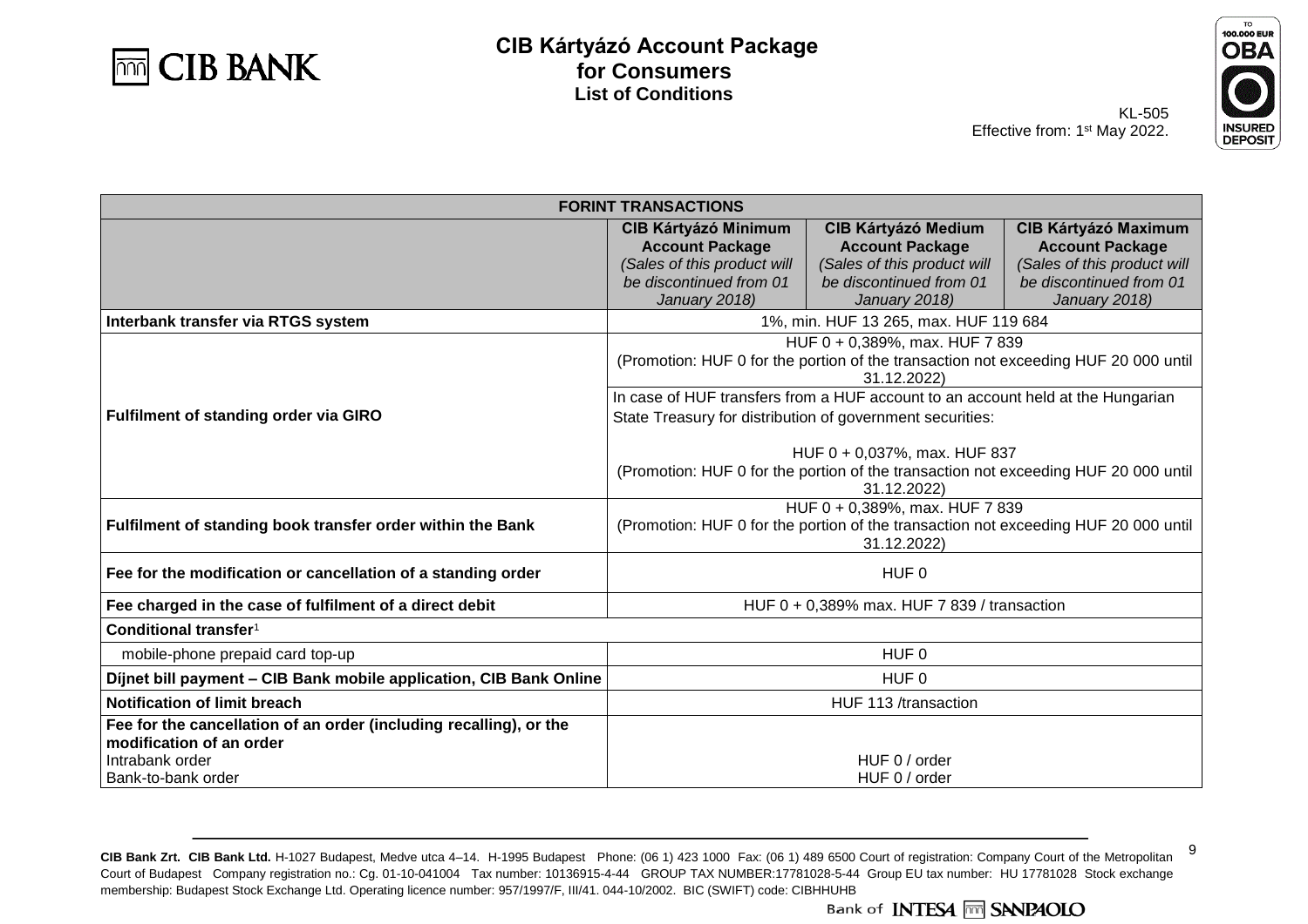# CIB Kártyázó Account Package for Consumers List of Conditions

KL-505
Effective from: 1st May 2022.

| FORINT TRANSACTIONS | | | |
|---|---|---|---|
| | **CIB Kártyázó Minimum Account Package** *(Sales of this product will be discontinued from 01 January 2018)* | **CIB Kártyázó Medium Account Package** *(Sales of this product will be discontinued from 01 January 2018)* | **CIB Kártyázó Maximum Account Package** *(Sales of this product will be discontinued from 01 January 2018)* |
| **Interbank transfer via RTGS system** | 1%, min. HUF 13 265, max. HUF 119 684 | | |
| **Fulfilment of standing order via GIRO** | HUF 0 + 0,389%, max. HUF 7 839 (Promotion: HUF 0 for the portion of the transaction not exceeding HUF 20 000 until 31.12.2022)<br>In case of HUF transfers from a HUF account to an account held at the Hungarian State Treasury for distribution of government securities:<br>HUF 0 + 0,037%, max. HUF 837 (Promotion: HUF 0 for the portion of the transaction not exceeding HUF 20 000 until 31.12.2022) | | |
| **Fulfilment of standing book transfer order within the Bank** | HUF 0 + 0,389%, max. HUF 7 839 (Promotion: HUF 0 for the portion of the transaction not exceeding HUF 20 000 until 31.12.2022) | | |
| **Fee for the modification or cancellation of a standing order** | HUF 0 | | |
| **Fee charged in the case of fulfilment of a direct debit** | HUF 0 + 0,389% max. HUF 7 839 / transaction | | |
| **Conditional transfer**[1] | | | |
| mobile-phone prepaid card top-up | HUF 0 | | |
| **Díjnet bill payment – CIB Bank mobile application, CIB Bank Online** | HUF 0 | | |
| **Notification of limit breach** | HUF 113 /transaction | | |
| **Fee for the cancellation of an order (including recalling), or the modification of an order**<br>Intrabank order<br>Bank-to-bank order | HUF 0 / order<br>HUF 0 / order | | |

**CIB Bank Zrt. CIB Bank Ltd.** H-1027 Budapest, Medve utca 4–14. H-1995 Budapest Phone: (06 1) 423 1000 Fax: (06 1) 489 6500 Court of registration: Company Court of the Metropolitan Court of Budapest Company registration no.: Cg. 01-10-041004 Tax number: 10136915-4-44 GROUP TAX NUMBER:17781028-5-44 Group EU tax number: HU 17781028 Stock exchange membership: Budapest Stock Exchange Ltd. Operating licence number: 957/1997/F, III/41. 044-10/2002. BIC (SWIFT) code: CIBHHUHB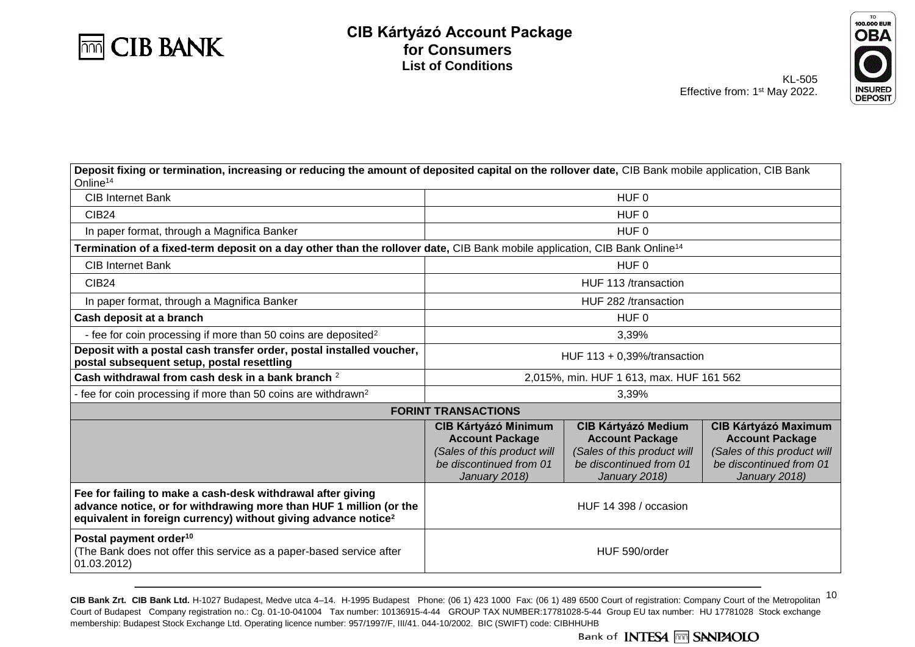# CIB Kártyázó Account Package for Consumers

## List of Conditions

KL-505
Effective from: 1st May 2022.

| | | | |
|---|---|---|---|
| **Deposit fixing or termination, increasing or reducing the amount of deposited capital on the rollover date,** CIB Bank mobile application, CIB Bank Online[14] | | | |
| CIB Internet Bank | HUF 0 | | |
| CIB24 | HUF 0 | | |
| In paper format, through a Magnifica Banker | HUF 0 | | |
| **Termination of a fixed-term deposit on a day other than the rollover date,** CIB Bank mobile application, CIB Bank Online[14] | | | |
| CIB Internet Bank | HUF 0 | | |
| CIB24 | HUF 113 /transaction | | |
| In paper format, through a Magnifica Banker | HUF 282 /transaction | | |
| **Cash deposit at a branch** | HUF 0 | | |
| - fee for coin processing if more than 50 coins are deposited[2] | 3,39% | | |
| **Deposit with a postal cash transfer order, postal installed voucher, postal subsequent setup, postal resettling** | HUF 113 + 0,39%/transaction | | |
| **Cash withdrawal from cash desk in a bank branch** [2] | 2,015%, min. HUF 1 613, max. HUF 161 562 | | |
| - fee for coin processing if more than 50 coins are withdrawn[2] | 3,39% | | |
| **FORINT TRANSACTIONS** | | | |
| | **CIB Kártyázó Minimum Account Package** *(Sales of this product will be discontinued from 01 January 2018)* | **CIB Kártyázó Medium Account Package** *(Sales of this product will be discontinued from 01 January 2018)* | **CIB Kártyázó Maximum Account Package** *(Sales of this product will be discontinued from 01 January 2018)* |
| **Fee for failing to make a cash-desk withdrawal after giving advance notice, or for withdrawing more than HUF 1 million (or the equivalent in foreign currency) without giving advance notice[2]** | HUF 14 398 / occasion | | |
| **Postal payment order[10]** (The Bank does not offer this service as a paper-based service after 01.03.2012) | HUF 590/order | | |

CIB Bank Zrt. CIB Bank Ltd. H-1027 Budapest, Medve utca 4–14. H-1995 Budapest Phone: (06 1) 423 1000 Fax: (06 1) 489 6500 Court of registration: Company Court of the Metropolitan Court of Budapest Company registration no.: Cg. 01-10-041004 Tax number: 10136915-4-44 GROUP TAX NUMBER:17781028-5-44 Group EU tax number: HU 17781028 Stock exchange membership: Budapest Stock Exchange Ltd. Operating licence number: 957/1997/F, III/41. 044-10/2002. BIC (SWIFT) code: CIBHHUHB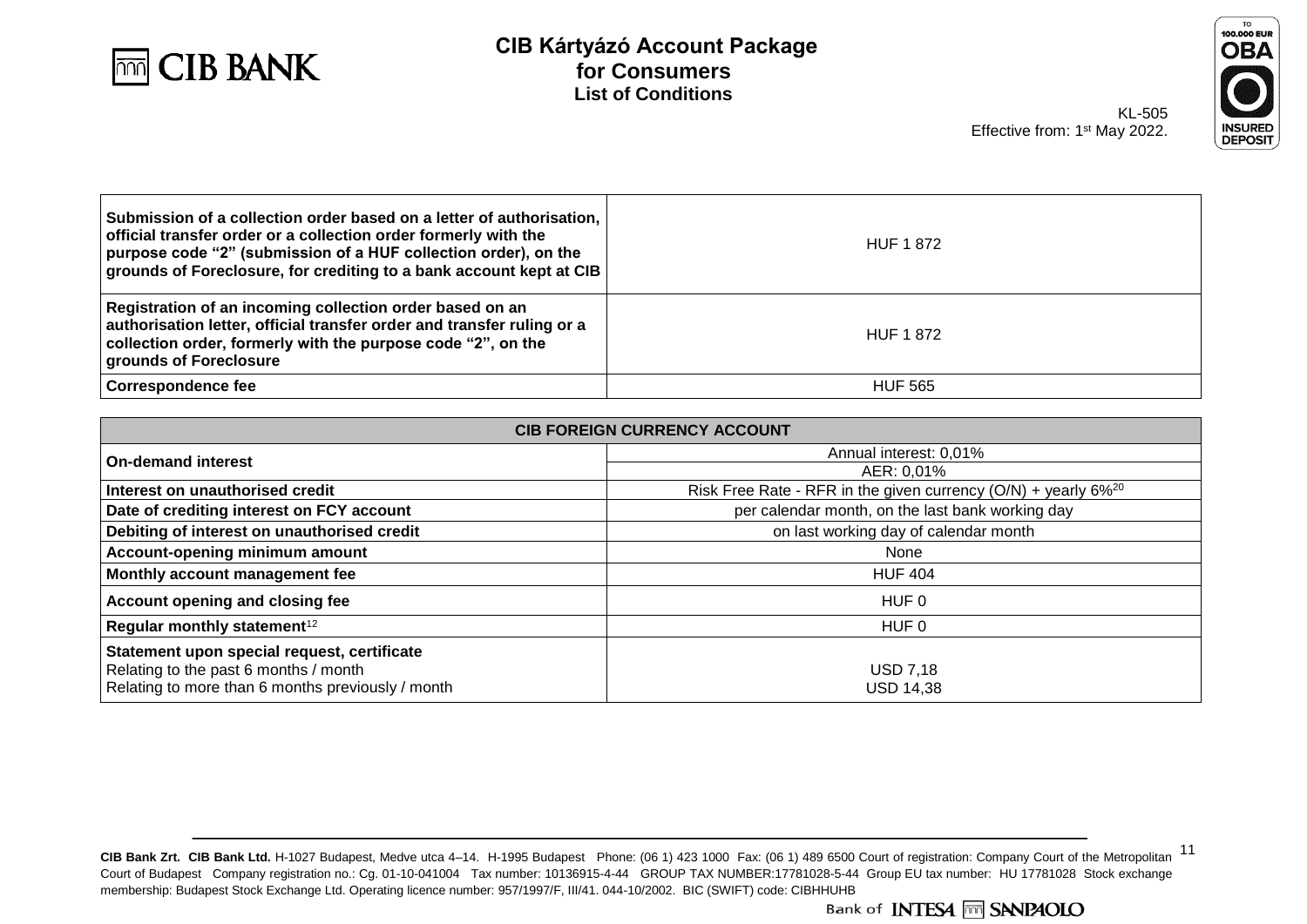| | |
|---|---|
| **Submission of a collection order based on a letter of authorisation, official transfer order or a collection order formerly with the purpose code "2" (submission of a HUF collection order), on the grounds of Foreclosure, for crediting to a bank account kept at CIB** | HUF 1 872 |
| **Registration of an incoming collection order based on an authorisation letter, official transfer order and transfer ruling or a collection order, formerly with the purpose code "2", on the grounds of Foreclosure** | HUF 1 872 |
| **Correspondence fee** | HUF 565 |

| **CIB FOREIGN CURRENCY ACCOUNT** | |
|---|---|
| **On-demand interest** | Annual interest: 0,01%<br>AER: 0,01% |
| **Interest on unauthorised credit** | Risk Free Rate - RFR in the given currency (O/N) + yearly 6%[20] |
| **Date of crediting interest on FCY account** | per calendar month, on the last bank working day |
| **Debiting of interest on unauthorised credit** | on last working day of calendar month |
| **Account-opening minimum amount** | None |
| **Monthly account management fee** | HUF 404 |
| **Account opening and closing fee** | HUF 0 |
| **Regular monthly statement**[12] | HUF 0 |
| **Statement upon special request, certificate**<br>Relating to the past 6 months / month<br>Relating to more than 6 months previously / month | <br>USD 7,18<br>USD 14,38 |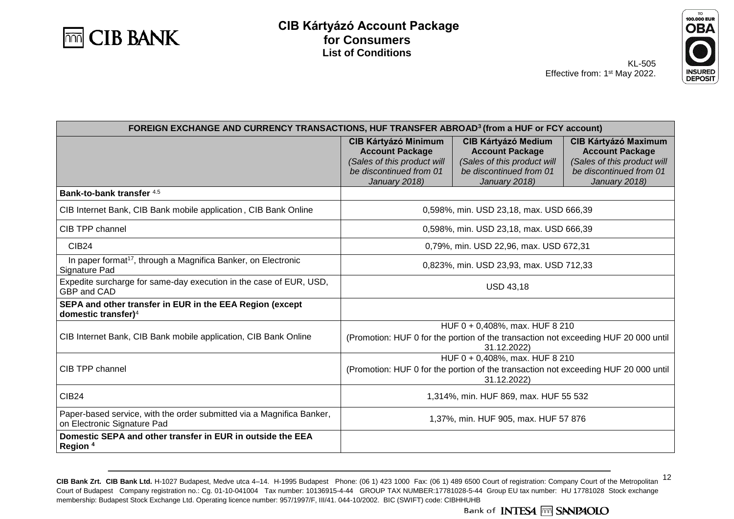# CIB Kártyázó Account Package for Consumers

## List of Conditions

KL-505
Effective from: 1st May 2022.

| FOREIGN EXCHANGE AND CURRENCY TRANSACTIONS, HUF TRANSFER ABROAD[3] (from a HUF or FCY account) | | | |
|---|---|---|---|
| | **CIB Kártyázó Minimum Account Package** *(Sales of this product will be discontinued from 01 January 2018)* | **CIB Kártyázó Medium Account Package** *(Sales of this product will be discontinued from 01 January 2018)* | **CIB Kártyázó Maximum Account Package** *(Sales of this product will be discontinued from 01 January 2018)* |
| **Bank-to-bank transfer** [4,5] | | | |
| CIB Internet Bank, CIB Bank mobile application , CIB Bank Online | 0,598%, min. USD 23,18, max. USD 666,39 | | |
| CIB TPP channel | 0,598%, min. USD 23,18, max. USD 666,39 | | |
| CIB24 | 0,79%, min. USD 22,96, max. USD 672,31 | | |
| In paper format[17], through a Magnifica Banker, on Electronic Signature Pad | 0,823%, min. USD 23,93, max. USD 712,33 | | |
| Expedite surcharge for same-day execution in the case of EUR, USD, GBP and CAD | USD 43,18 | | |
| **SEPA and other transfer in EUR in the EEA Region (except domestic transfer)**[4] | | | |
| CIB Internet Bank, CIB Bank mobile application, CIB Bank Online | HUF 0 + 0,408%, max. HUF 8 210 (Promotion: HUF 0 for the portion of the transaction not exceeding HUF 20 000 until 31.12.2022) | | |
| CIB TPP channel | HUF 0 + 0,408%, max. HUF 8 210 (Promotion: HUF 0 for the portion of the transaction not exceeding HUF 20 000 until 31.12.2022) | | |
| CIB24 | 1,314%, min. HUF 869, max. HUF 55 532 | | |
| Paper-based service, with the order submitted via a Magnifica Banker, on Electronic Signature Pad | 1,37%, min. HUF 905, max. HUF 57 876 | | |
| **Domestic SEPA and other transfer in EUR in outside the EEA Region** [4] | | | |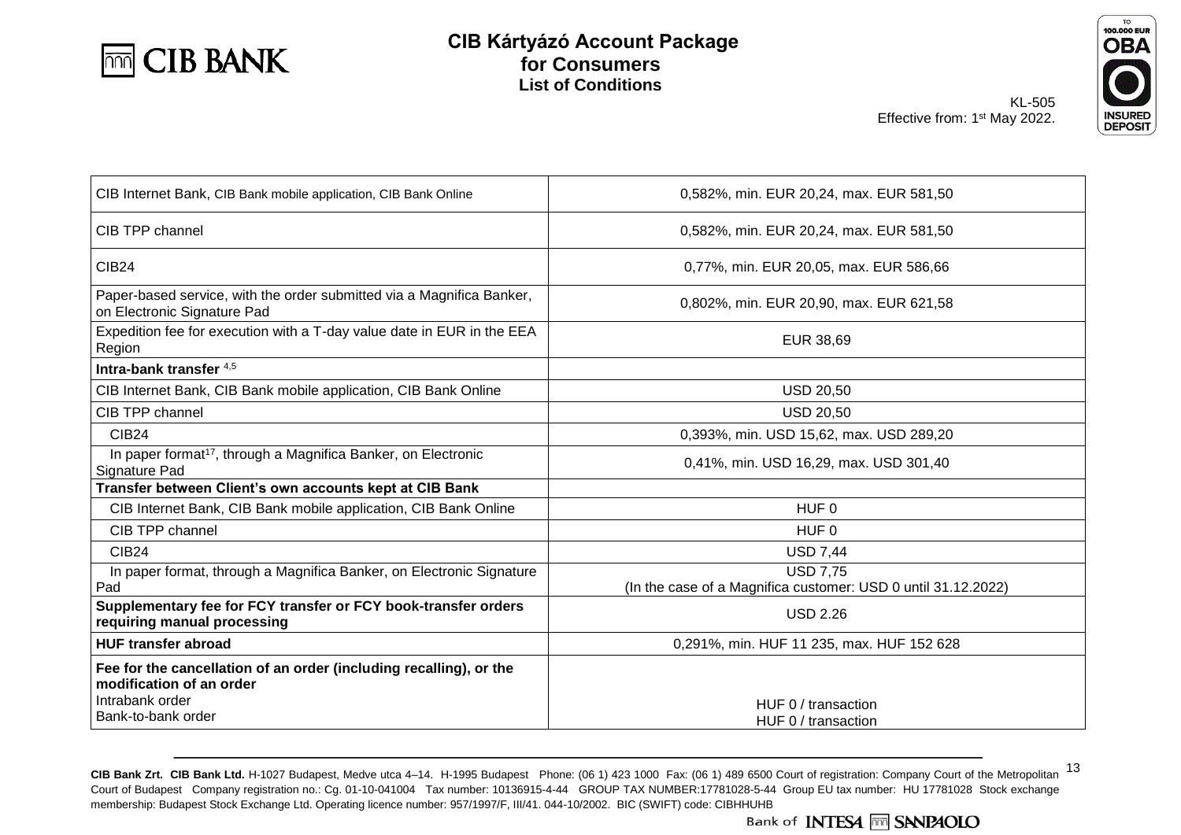# CIB Kártyázó Account Package for Consumers
## List of Conditions

KL-505
Effective from: 1st May 2022.

| | |
|---|---|
| CIB Internet Bank, CIB Bank mobile application, CIB Bank Online | 0,582%, min. EUR 20,24, max. EUR 581,50 |
| CIB TPP channel | 0,582%, min. EUR 20,24, max. EUR 581,50 |
| CIB24 | 0,77%, min. EUR 20,05, max. EUR 586,66 |
| Paper-based service, with the order submitted via a Magnifica Banker, on Electronic Signature Pad | 0,802%, min. EUR 20,90, max. EUR 621,58 |
| Expedition fee for execution with a T-day value date in EUR in the EEA Region | EUR 38,69 |
| **Intra-bank transfer** [4,5] | |
| CIB Internet Bank, CIB Bank mobile application, CIB Bank Online | USD 20,50 |
| CIB TPP channel | USD 20,50 |
| CIB24 | 0,393%, min. USD 15,62, max. USD 289,20 |
| In paper format[17], through a Magnifica Banker, on Electronic Signature Pad | 0,41%, min. USD 16,29, max. USD 301,40 |
| **Transfer between Client's own accounts kept at CIB Bank** | |
| CIB Internet Bank, CIB Bank mobile application, CIB Bank Online | HUF 0 |
| CIB TPP channel | HUF 0 |
| CIB24 | USD 7,44 |
| In paper format, through a Magnifica Banker, on Electronic Signature Pad | USD 7,75<br>(In the case of a Magnifica customer: USD 0 until 31.12.2022) |
| **Supplementary fee for FCY transfer or FCY book-transfer orders requiring manual processing** | USD 2.26 |
| **HUF transfer abroad** | 0,291%, min. HUF 11 235, max. HUF 152 628 |
| **Fee for the cancellation of an order (including recalling), or the modification of an order**<br>Intrabank order<br>Bank-to-bank order | <br><br>HUF 0 / transaction<br>HUF 0 / transaction |

**CIB Bank Zrt. CIB Bank Ltd.** H-1027 Budapest, Medve utca 4–14. H-1995 Budapest Phone: (06 1) 423 1000 Fax: (06 1) 489 6500 Court of registration: Company Court of the Metropolitan Court of Budapest Company registration no.: Cg. 01-10-041004 Tax number: 10136915-4-44 GROUP TAX NUMBER:17781028-5-44 Group EU tax number: HU 17781028 Stock exchange membership: Budapest Stock Exchange Ltd. Operating licence number: 957/1997/F, III/41. 044-10/2002. BIC (SWIFT) code: CIBHHUHB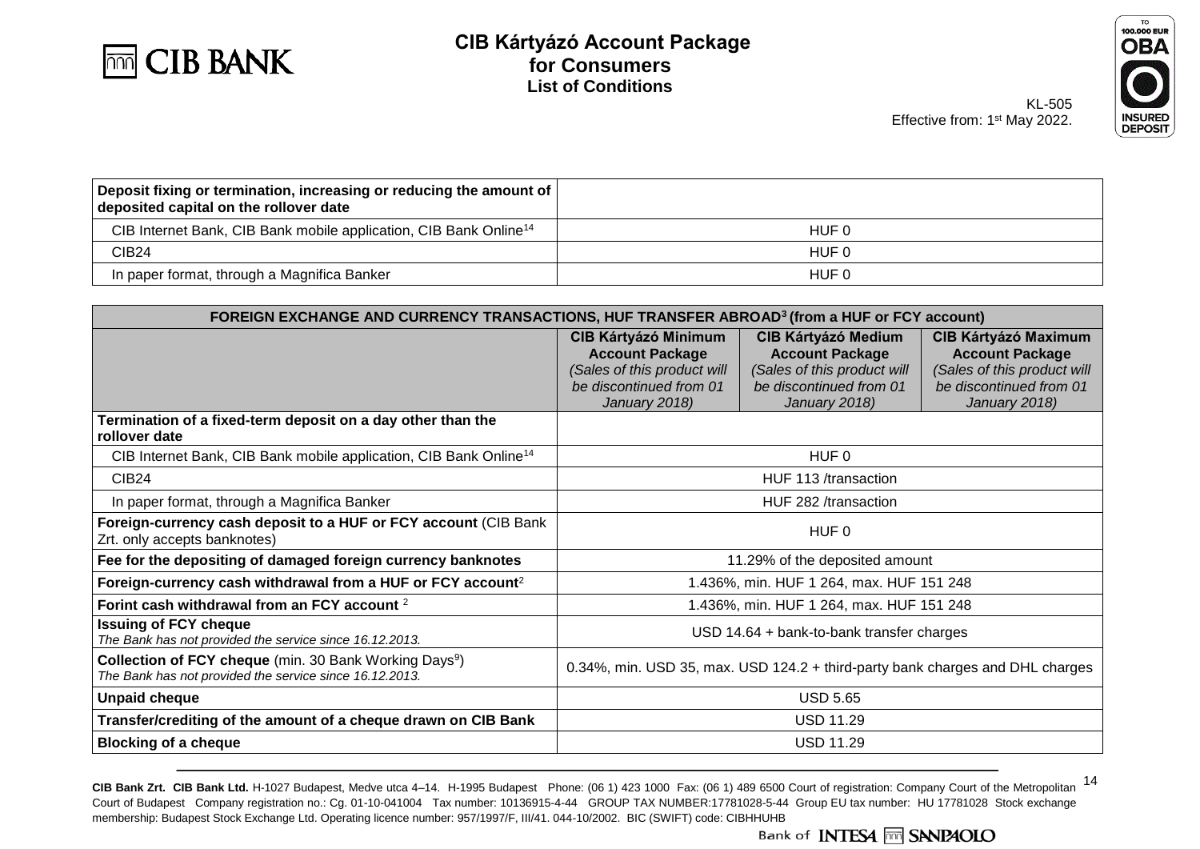| Deposit fixing or termination, increasing or reducing the amount of deposited capital on the rollover date | |
|---|---|
| CIB Internet Bank, CIB Bank mobile application, CIB Bank Online[14] | HUF 0 |
| CIB24 | HUF 0 |
| In paper format, through a Magnifica Banker | HUF 0 |

| FOREIGN EXCHANGE AND CURRENCY TRANSACTIONS, HUF TRANSFER ABROAD[3] (from a HUF or FCY account) | | | |
|---|---|---|---|
| | **CIB Kártyázó Minimum Account Package** *(Sales of this product will be discontinued from 01 January 2018)* | **CIB Kártyázó Medium Account Package** *(Sales of this product will be discontinued from 01 January 2018)* | **CIB Kártyázó Maximum Account Package** *(Sales of this product will be discontinued from 01 January 2018)* |
| **Termination of a fixed-term deposit on a day other than the rollover date** | | | |
| CIB Internet Bank, CIB Bank mobile application, CIB Bank Online[14] | HUF 0 | | |
| CIB24 | HUF 113 /transaction | | |
| In paper format, through a Magnifica Banker | HUF 282 /transaction | | |
| **Foreign-currency cash deposit to a HUF or FCY account** (CIB Bank Zrt. only accepts banknotes) | HUF 0 | | |
| **Fee for the depositing of damaged foreign currency banknotes** | 11.29% of the deposited amount | | |
| **Foreign-currency cash withdrawal from a HUF or FCY account**[2] | 1.436%, min. HUF 1 264, max. HUF 151 248 | | |
| **Forint cash withdrawal from an FCY account** [2] | 1.436%, min. HUF 1 264, max. HUF 151 248 | | |
| **Issuing of FCY cheque** *The Bank has not provided the service since 16.12.2013.* | USD 14.64 + bank-to-bank transfer charges | | |
| **Collection of FCY cheque** (min. 30 Bank Working Days[9]) *The Bank has not provided the service since 16.12.2013.* | 0.34%, min. USD 35, max. USD 124.2 + third-party bank charges and DHL charges | | |
| **Unpaid cheque** | USD 5.65 | | |
| **Transfer/crediting of the amount of a cheque drawn on CIB Bank** | USD 11.29 | | |
| **Blocking of a cheque** | USD 11.29 | | |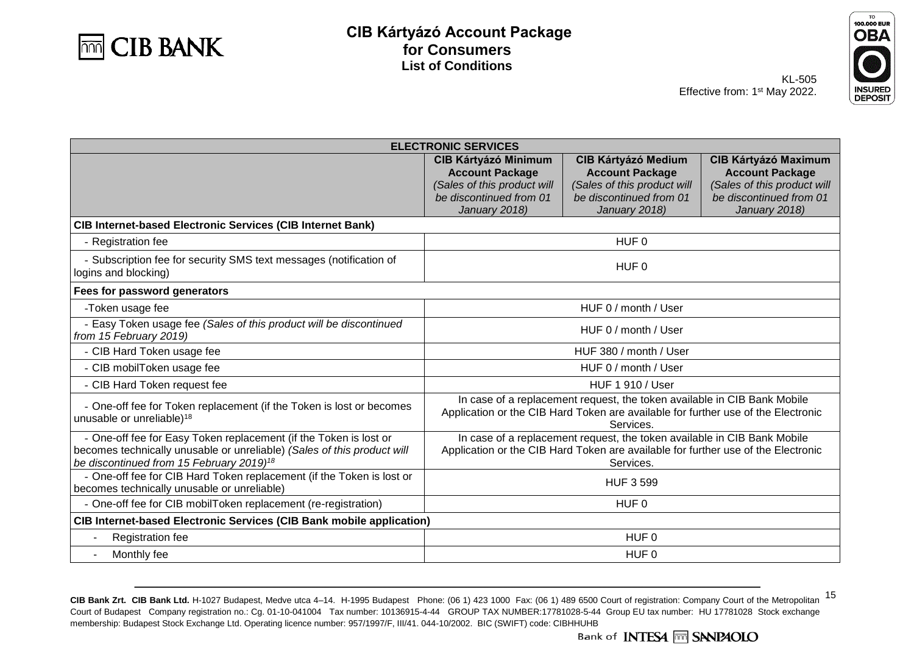# CIB Kártyázó Account Package for Consumers

## List of Conditions

KL-505
Effective from: 1st May 2022.

| ELECTRONIC SERVICES | | | |
|---|---|---|---|
| | **CIB Kártyázó Minimum Account Package** *(Sales of this product will be discontinued from 01 January 2018)* | **CIB Kártyázó Medium Account Package** *(Sales of this product will be discontinued from 01 January 2018)* | **CIB Kártyázó Maximum Account Package** *(Sales of this product will be discontinued from 01 January 2018)* |
| **CIB Internet-based Electronic Services (CIB Internet Bank)** | | | |
| - Registration fee | HUF 0 | | |
| - Subscription fee for security SMS text messages (notification of logins and blocking) | HUF 0 | | |
| **Fees for password generators** | | | |
| -Token usage fee | HUF 0 / month / User | | |
| - Easy Token usage fee *(Sales of this product will be discontinued from 15 February 2019)* | HUF 0 / month / User | | |
| - CIB Hard Token usage fee | HUF 380 / month / User | | |
| - CIB mobilToken usage fee | HUF 0 / month / User | | |
| - CIB Hard Token request fee | HUF 1 910 / User | | |
| - One-off fee for Token replacement (if the Token is lost or becomes unusable or unreliable)[18] | In case of a replacement request, the token available in CIB Bank Mobile Application or the CIB Hard Token are available for further use of the Electronic Services. | | |
| - One-off fee for Easy Token replacement (if the Token is lost or becomes technically unusable or unreliable) *(Sales of this product will be discontinued from 15 February 2019)*[18] | In case of a replacement request, the token available in CIB Bank Mobile Application or the CIB Hard Token are available for further use of the Electronic Services. | | |
| - One-off fee for CIB Hard Token replacement (if the Token is lost or becomes technically unusable or unreliable) | HUF 3 599 | | |
| - One-off fee for CIB mobilToken replacement (re-registration) | HUF 0 | | |
| **CIB Internet-based Electronic Services (CIB Bank mobile application)** | | | |
| - Registration fee | HUF 0 | | |
| - Monthly fee | HUF 0 | | |

**CIB Bank Zrt. CIB Bank Ltd.** H-1027 Budapest, Medve utca 4–14. H-1995 Budapest Phone: (06 1) 423 1000 Fax: (06 1) 489 6500 Court of registration: Company Court of the Metropolitan Court of Budapest Company registration no.: Cg. 01-10-041004 Tax number: 10136915-4-44 GROUP TAX NUMBER:17781028-5-44 Group EU tax number: HU 17781028 Stock exchange membership: Budapest Stock Exchange Ltd. Operating licence number: 957/1997/F, III/41. 044-10/2002. BIC (SWIFT) code: CIBHHUHB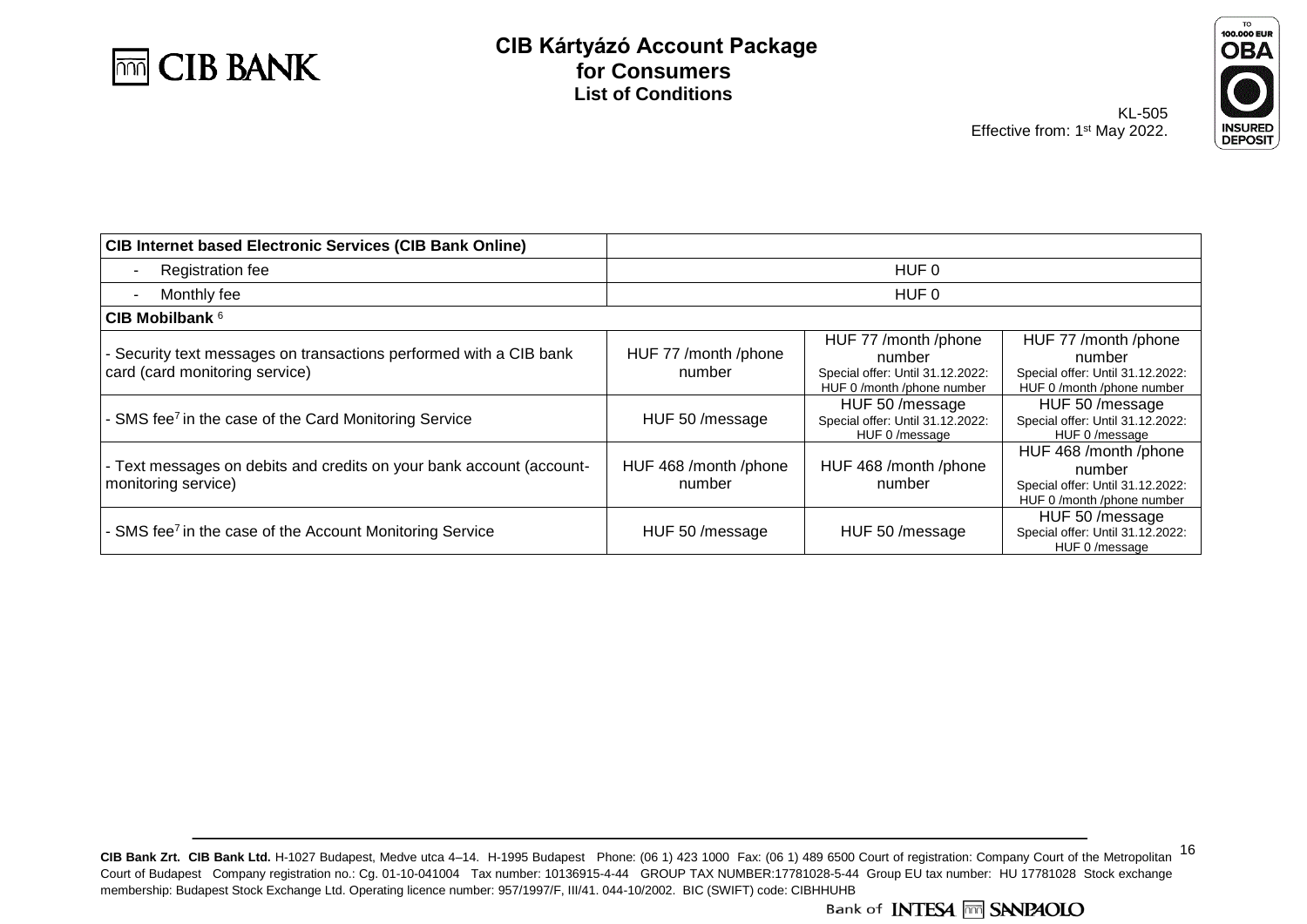# CIB Kártyázó Account Package for Consumers

## List of Conditions

KL-505
Effective from: 1st May 2022.

| CIB Internet based Electronic Services (CIB Bank Online) | | | |
|---|---|---|---|
| - Registration fee | HUF 0 | | |
| - Monthly fee | HUF 0 | | |
| **CIB Mobilbank** [6] | | | |
| - Security text messages on transactions performed with a CIB bank card (card monitoring service) | HUF 77 /month /phone number | HUF 77 /month /phone number<br>Special offer: Until 31.12.2022: HUF 0 /month /phone number | HUF 77 /month /phone number<br>Special offer: Until 31.12.2022: HUF 0 /month /phone number |
| - SMS fee[7] in the case of the Card Monitoring Service | HUF 50 /message | HUF 50 /message<br>Special offer: Until 31.12.2022: HUF 0 /message | HUF 50 /message<br>Special offer: Until 31.12.2022: HUF 0 /message |
| - Text messages on debits and credits on your bank account (account-monitoring service) | HUF 468 /month /phone number | HUF 468 /month /phone number | HUF 468 /month /phone number<br>Special offer: Until 31.12.2022: HUF 0 /month /phone number |
| - SMS fee[7] in the case of the Account Monitoring Service | HUF 50 /message | HUF 50 /message | HUF 50 /message<br>Special offer: Until 31.12.2022: HUF 0 /message |

**CIB Bank Zrt. CIB Bank Ltd.** H-1027 Budapest, Medve utca 4–14. H-1995 Budapest Phone: (06 1) 423 1000 Fax: (06 1) 489 6500 Court of registration: Company Court of the Metropolitan Court of Budapest Company registration no.: Cg. 01-10-041004 Tax number: 10136915-4-44 GROUP TAX NUMBER:17781028-5-44 Group EU tax number: HU 17781028 Stock exchange membership: Budapest Stock Exchange Ltd. Operating licence number: 957/1997/F, III/41. 044-10/2002. BIC (SWIFT) code: CIBHHUHB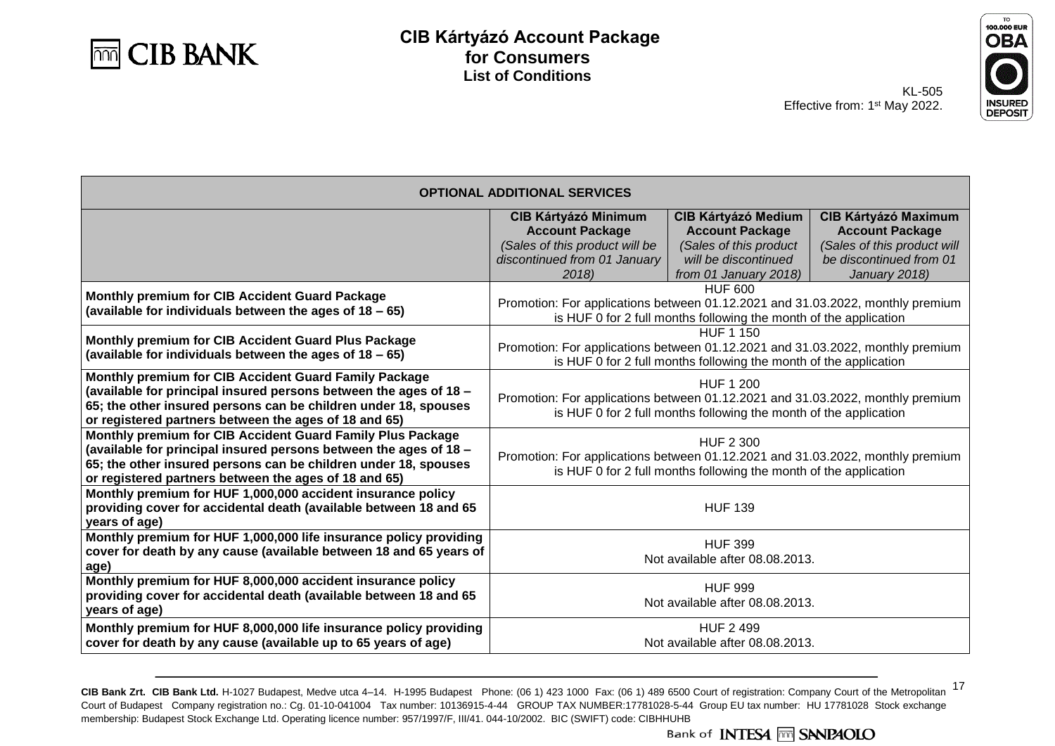# CIB Kártyázó Account Package for Consumers

## List of Conditions

KL-505
Effective from: 1st May 2022.

| OPTIONAL ADDITIONAL SERVICES | | | |
|---|---|---|---|
| | **CIB Kártyázó Minimum Account Package** *(Sales of this product will be discontinued from 01 January 2018)* | **CIB Kártyázó Medium Account Package** *(Sales of this product will be discontinued from 01 January 2018)* | **CIB Kártyázó Maximum Account Package** *(Sales of this product will be discontinued from 01 January 2018)* |
| **Monthly premium for CIB Accident Guard Package (available for individuals between the ages of 18 – 65)** | HUF 600<br>Promotion: For applications between 01.12.2021 and 31.03.2022, monthly premium is HUF 0 for 2 full months following the month of the application | | |
| **Monthly premium for CIB Accident Guard Plus Package (available for individuals between the ages of 18 – 65)** | HUF 1 150<br>Promotion: For applications between 01.12.2021 and 31.03.2022, monthly premium is HUF 0 for 2 full months following the month of the application | | |
| **Monthly premium for CIB Accident Guard Family Package (available for principal insured persons between the ages of 18 – 65; the other insured persons can be children under 18, spouses or registered partners between the ages of 18 and 65)** | HUF 1 200<br>Promotion: For applications between 01.12.2021 and 31.03.2022, monthly premium is HUF 0 for 2 full months following the month of the application | | |
| **Monthly premium for CIB Accident Guard Family Plus Package (available for principal insured persons between the ages of 18 – 65; the other insured persons can be children under 18, spouses or registered partners between the ages of 18 and 65)** | HUF 2 300<br>Promotion: For applications between 01.12.2021 and 31.03.2022, monthly premium is HUF 0 for 2 full months following the month of the application | | |
| **Monthly premium for HUF 1,000,000 accident insurance policy providing cover for accidental death (available between 18 and 65 years of age)** | HUF 139 | | |
| **Monthly premium for HUF 1,000,000 life insurance policy providing cover for death by any cause (available between 18 and 65 years of age)** | HUF 399<br>Not available after 08.08.2013. | | |
| **Monthly premium for HUF 8,000,000 accident insurance policy providing cover for accidental death (available between 18 and 65 years of age)** | HUF 999<br>Not available after 08.08.2013. | | |
| **Monthly premium for HUF 8,000,000 life insurance policy providing cover for death by any cause (available up to 65 years of age)** | HUF 2 499<br>Not available after 08.08.2013. | | |

**CIB Bank Zrt. CIB Bank Ltd.** H-1027 Budapest, Medve utca 4–14. H-1995 Budapest Phone: (06 1) 423 1000 Fax: (06 1) 489 6500 Court of registration: Company Court of the Metropolitan Court of Budapest Company registration no.: Cg. 01-10-041004 Tax number: 10136915-4-44 GROUP TAX NUMBER:17781028-5-44 Group EU tax number: HU 17781028 Stock exchange membership: Budapest Stock Exchange Ltd. Operating licence number: 957/1997/F, III/41. 044-10/2002. BIC (SWIFT) code: CIBHHUHB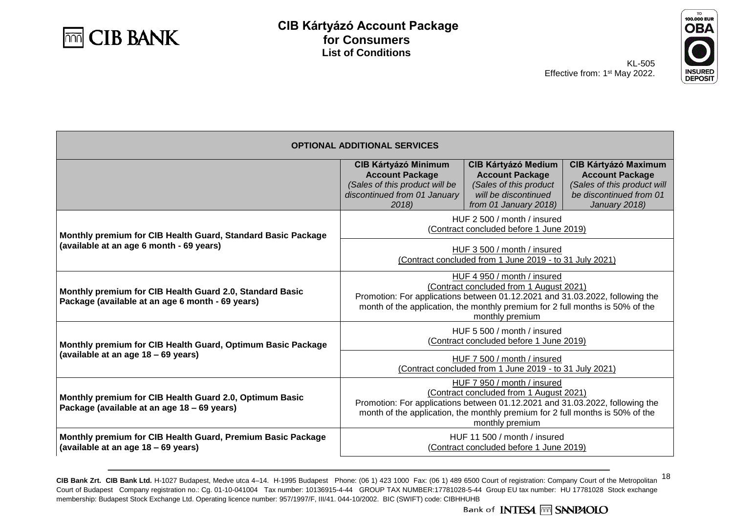# CIB Kártyázó Account Package for Consumers
## List of Conditions

KL-505
Effective from: 1st May 2022.

| OPTIONAL ADDITIONAL SERVICES | | | |
|---|---|---|---|
| | **CIB Kártyázó Minimum Account Package** *(Sales of this product will be discontinued from 01 January 2018)* | **CIB Kártyázó Medium Account Package** *(Sales of this product will be discontinued from 01 January 2018)* | **CIB Kártyázó Maximum Account Package** *(Sales of this product will be discontinued from 01 January 2018)* |
| **Monthly premium for CIB Health Guard, Standard Basic Package (available at an age 6 month - 69 years)** | HUF 2 500 / month / insured (Contract concluded before 1 June 2019) | | |
| | HUF 3 500 / month / insured (Contract concluded from 1 June 2019 - to 31 July 2021) | | |
| **Monthly premium for CIB Health Guard 2.0, Standard Basic Package (available at an age 6 month - 69 years)** | HUF 4 950 / month / insured (Contract concluded from 1 August 2021) Promotion: For applications between 01.12.2021 and 31.03.2022, following the month of the application, the monthly premium for 2 full months is 50% of the monthly premium | | |
| **Monthly premium for CIB Health Guard, Optimum Basic Package (available at an age 18 – 69 years)** | HUF 5 500 / month / insured (Contract concluded before 1 June 2019) | | |
| | HUF 7 500 / month / insured (Contract concluded from 1 June 2019 - to 31 July 2021) | | |
| **Monthly premium for CIB Health Guard 2.0, Optimum Basic Package (available at an age 18 – 69 years)** | HUF 7 950 / month / insured (Contract concluded from 1 August 2021) Promotion: For applications between 01.12.2021 and 31.03.2022, following the month of the application, the monthly premium for 2 full months is 50% of the monthly premium | | |
| **Monthly premium for CIB Health Guard, Premium Basic Package (available at an age 18 – 69 years)** | HUF 11 500 / month / insured (Contract concluded before 1 June 2019) | | |

**CIB Bank Zrt. CIB Bank Ltd.** H-1027 Budapest, Medve utca 4–14. H-1995 Budapest Phone: (06 1) 423 1000 Fax: (06 1) 489 6500 Court of registration: Company Court of the Metropolitan Court of Budapest Company registration no.: Cg. 01-10-041004 Tax number: 10136915-4-44 GROUP TAX NUMBER:17781028-5-44 Group EU tax number: HU 17781028 Stock exchange membership: Budapest Stock Exchange Ltd. Operating licence number: 957/1997/F, III/41. 044-10/2002. BIC (SWIFT) code: CIBHHUHB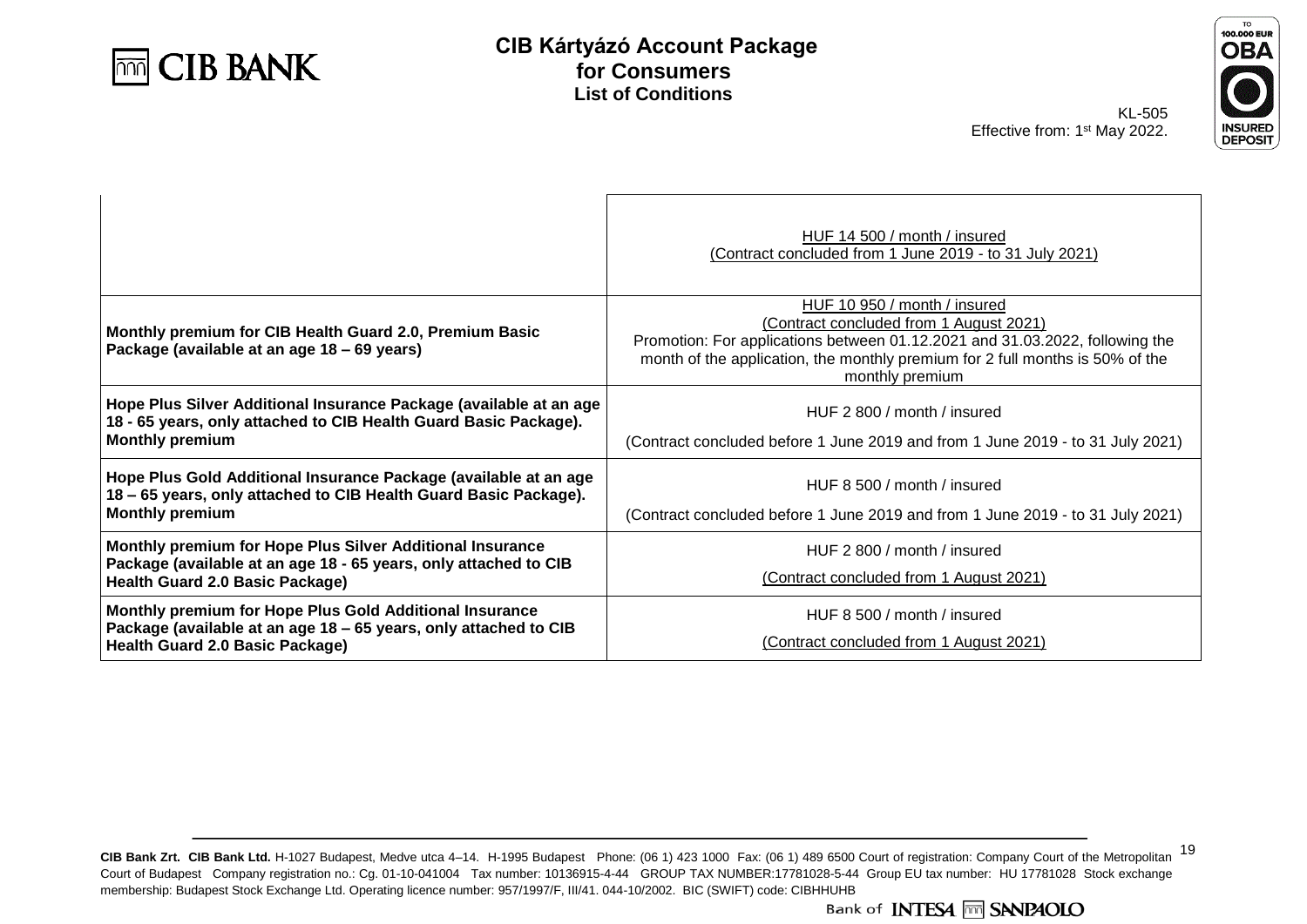# CIB Kártyázó Account Package for Consumers
## List of Conditions

KL-505
Effective from: 1st May 2022.

| | |
|---|---|
| | HUF 14 500 / month / insured (Contract concluded from 1 June 2019 - to 31 July 2021) |
| **Monthly premium for CIB Health Guard 2.0, Premium Basic Package (available at an age 18 – 69 years)** | HUF 10 950 / month / insured (Contract concluded from 1 August 2021) Promotion: For applications between 01.12.2021 and 31.03.2022, following the month of the application, the monthly premium for 2 full months is 50% of the monthly premium |
| **Hope Plus Silver Additional Insurance Package (available at an age 18 - 65 years, only attached to CIB Health Guard Basic Package). Monthly premium** | HUF 2 800 / month / insured (Contract concluded before 1 June 2019 and from 1 June 2019 - to 31 July 2021) |
| **Hope Plus Gold Additional Insurance Package (available at an age 18 – 65 years, only attached to CIB Health Guard Basic Package). Monthly premium** | HUF 8 500 / month / insured (Contract concluded before 1 June 2019 and from 1 June 2019 - to 31 July 2021) |
| **Monthly premium for Hope Plus Silver Additional Insurance Package (available at an age 18 - 65 years, only attached to CIB Health Guard 2.0 Basic Package)** | HUF 2 800 / month / insured (Contract concluded from 1 August 2021) |
| **Monthly premium for Hope Plus Gold Additional Insurance Package (available at an age 18 – 65 years, only attached to CIB Health Guard 2.0 Basic Package)** | HUF 8 500 / month / insured (Contract concluded from 1 August 2021) |

**CIB Bank Zrt. CIB Bank Ltd.** H-1027 Budapest, Medve utca 4–14. H-1995 Budapest Phone: (06 1) 423 1000 Fax: (06 1) 489 6500 Court of registration: Company Court of the Metropolitan Court of Budapest Company registration no.: Cg. 01-10-041004 Tax number: 10136915-4-44 GROUP TAX NUMBER:17781028-5-44 Group EU tax number: HU 17781028 Stock exchange membership: Budapest Stock Exchange Ltd. Operating licence number: 957/1997/F, III/41. 044-10/2002. BIC (SWIFT) code: CIBHHUHB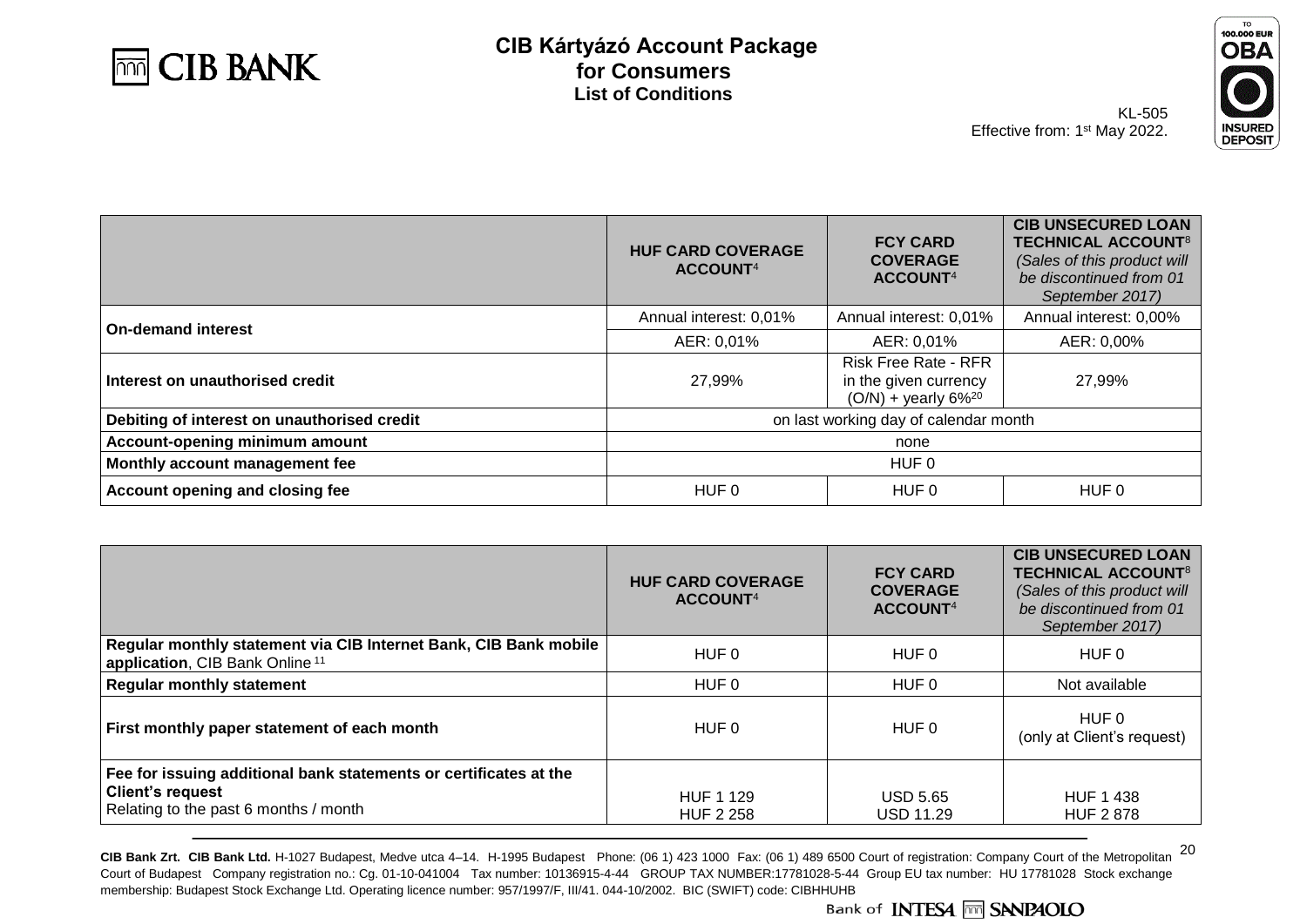# CIB Kártyázó Account Package for Consumers
## List of Conditions

KL-505
Effective from: 1st May 2022.

| | **HUF CARD COVERAGE ACCOUNT**[4] | **FCY CARD COVERAGE ACCOUNT**[4] | **CIB UNSECURED LOAN TECHNICAL ACCOUNT**[8] *(Sales of this product will be discontinued from 01 September 2017)* |
|---|---|---|---|
| **On-demand interest** | Annual interest: 0,01% | Annual interest: 0,01% | Annual interest: 0,00% |
| | AER: 0,01% | AER: 0,01% | AER: 0,00% |
| **Interest on unauthorised credit** | 27,99% | Risk Free Rate - RFR in the given currency (O/N) + yearly 6%[20] | 27,99% |
| **Debiting of interest on unauthorised credit** | on last working day of calendar month | | |
| **Account-opening minimum amount** | none | | |
| **Monthly account management fee** | HUF 0 | | |
| **Account opening and closing fee** | HUF 0 | HUF 0 | HUF 0 |

| | **HUF CARD COVERAGE ACCOUNT**[4] | **FCY CARD COVERAGE ACCOUNT**[4] | **CIB UNSECURED LOAN TECHNICAL ACCOUNT**[8] *(Sales of this product will be discontinued from 01 September 2017)* |
|---|---|---|---|
| **Regular monthly statement via CIB Internet Bank, CIB Bank mobile application**, CIB Bank Online[11] | HUF 0 | HUF 0 | HUF 0 |
| **Regular monthly statement** | HUF 0 | HUF 0 | Not available |
| **First monthly paper statement of each month** | HUF 0 | HUF 0 | HUF 0 (only at Client's request) |
| **Fee for issuing additional bank statements or certificates at the Client's request** Relating to the past 6 months / month | HUF 1 129 HUF 2 258 | USD 5.65 USD 11.29 | HUF 1 438 HUF 2 878 |

**CIB Bank Zrt. CIB Bank Ltd.** H-1027 Budapest, Medve utca 4–14. H-1995 Budapest Phone: (06 1) 423 1000 Fax: (06 1) 489 6500 Court of registration: Company Court of the Metropolitan Court of Budapest Company registration no.: Cg. 01-10-041004 Tax number: 10136915-4-44 GROUP TAX NUMBER:17781028-5-44 Group EU tax number: HU 17781028 Stock exchange membership: Budapest Stock Exchange Ltd. Operating licence number: 957/1997/F, III/41. 044-10/2002. BIC (SWIFT) code: CIBHHUHB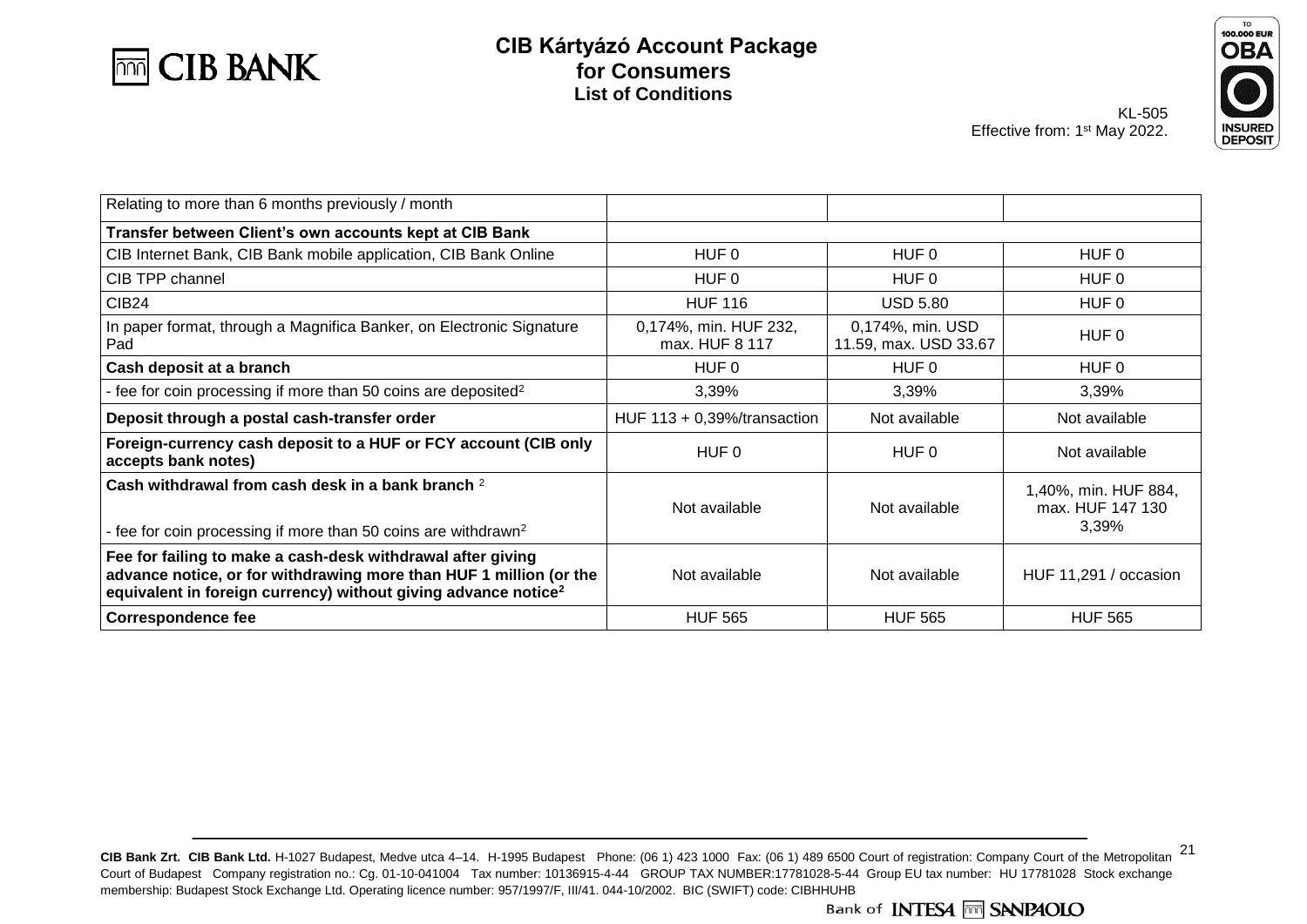| Relating to more than 6 months previously / month | | | |
|---|---|---|---|
| **Transfer between Client's own accounts kept at CIB Bank** | | | |
| CIB Internet Bank, CIB Bank mobile application, CIB Bank Online | HUF 0 | HUF 0 | HUF 0 |
| CIB TPP channel | HUF 0 | HUF 0 | HUF 0 |
| CIB24 | HUF 116 | USD 5.80 | HUF 0 |
| In paper format, through a Magnifica Banker, on Electronic Signature Pad | 0,174%, min. HUF 232, max. HUF 8 117 | 0,174%, min. USD 11.59, max. USD 33.67 | HUF 0 |
| **Cash deposit at a branch** | HUF 0 | HUF 0 | HUF 0 |
| - fee for coin processing if more than 50 coins are deposited[2] | 3,39% | 3,39% | 3,39% |
| **Deposit through a postal cash-transfer order** | HUF 113 + 0,39%/transaction | Not available | Not available |
| **Foreign-currency cash deposit to a HUF or FCY account (CIB only accepts bank notes)** | HUF 0 | HUF 0 | Not available |
| **Cash withdrawal from cash desk in a bank branch** [2]<br><br>- fee for coin processing if more than 50 coins are withdrawn[2] | Not available | Not available | 1,40%, min. HUF 884, max. HUF 147 130<br>3,39% |
| **Fee for failing to make a cash-desk withdrawal after giving advance notice, or for withdrawing more than HUF 1 million (or the equivalent in foreign currency) without giving advance notice[2]** | Not available | Not available | HUF 11,291 / occasion |
| **Correspondence fee** | HUF 565 | HUF 565 | HUF 565 |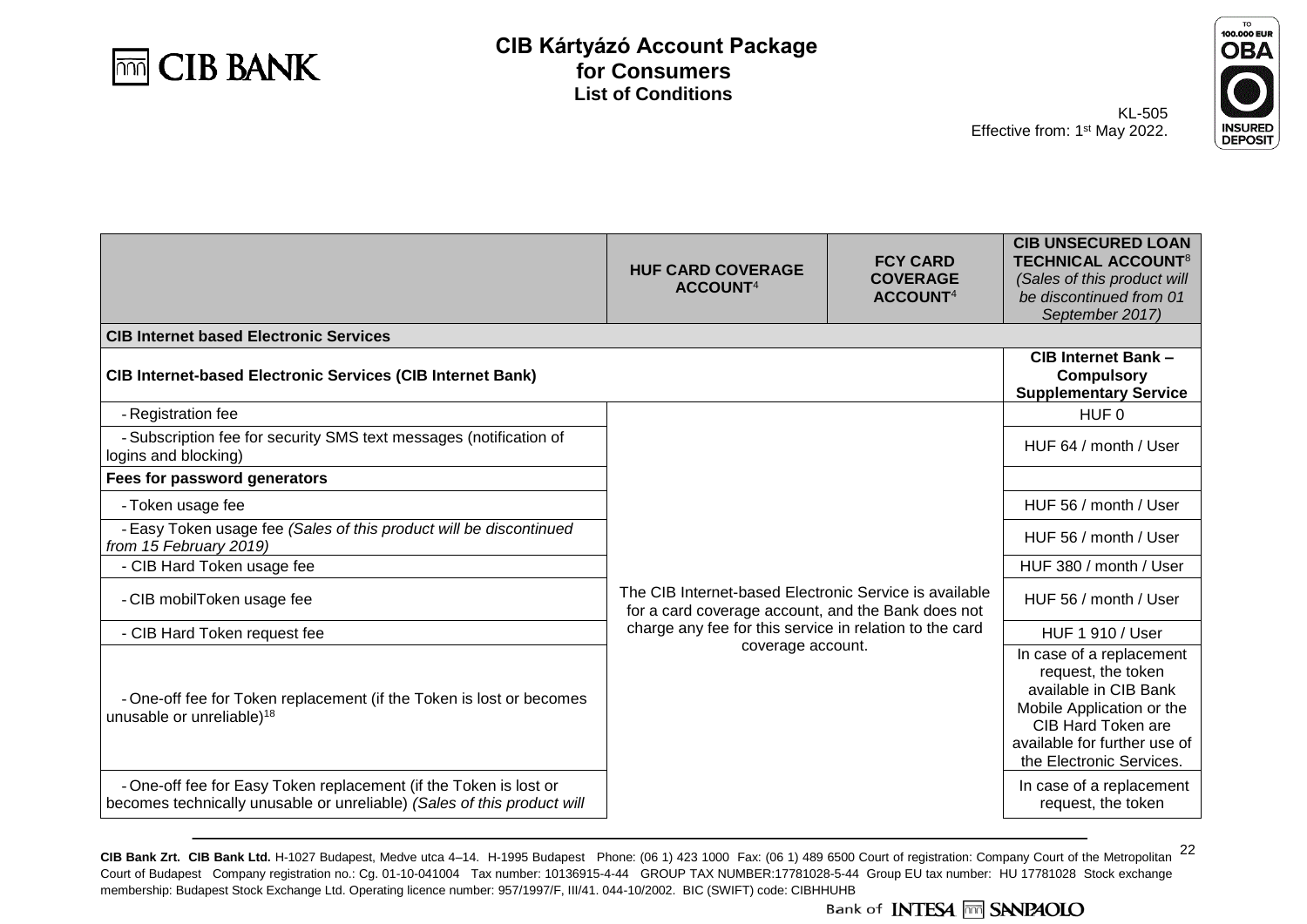# CIB Kártyázó Account Package for Consumers

## List of Conditions

KL-505
Effective from: 1st May 2022.

| | HUF CARD COVERAGE ACCOUNT[4] | FCY CARD COVERAGE ACCOUNT[4] | CIB UNSECURED LOAN TECHNICAL ACCOUNT[8] *(Sales of this product will be discontinued from 01 September 2017)* |
|---|---|---|---|
| **CIB Internet based Electronic Services** | | | |
| **CIB Internet-based Electronic Services (CIB Internet Bank)** | | | **CIB Internet Bank – Compulsory Supplementary Service** |
| - Registration fee | The CIB Internet-based Electronic Service is available for a card coverage account, and the Bank does not charge any fee for this service in relation to the card coverage account. | | HUF 0 |
| - Subscription fee for security SMS text messages (notification of logins and blocking) | | | HUF 64 / month / User |
| **Fees for password generators** | | | |
| - Token usage fee | | | HUF 56 / month / User |
| - Easy Token usage fee *(Sales of this product will be discontinued from 15 February 2019)* | | | HUF 56 / month / User |
| - CIB Hard Token usage fee | | | HUF 380 / month / User |
| - CIB mobilToken usage fee | | | HUF 56 / month / User |
| - CIB Hard Token request fee | | | HUF 1 910 / User |
| - One-off fee for Token replacement (if the Token is lost or becomes unusable or unreliable)[18] | | | In case of a replacement request, the token available in CIB Bank Mobile Application or the CIB Hard Token are available for further use of the Electronic Services. |
| - One-off fee for Easy Token replacement (if the Token is lost or becomes technically unusable or unreliable) *(Sales of this product will* | | | In case of a replacement request, the token |

CIB Bank Zrt. CIB Bank Ltd. H-1027 Budapest, Medve utca 4–14. H-1995 Budapest Phone: (06 1) 423 1000 Fax: (06 1) 489 6500 Court of registration: Company Court of the Metropolitan Court of Budapest Company registration no.: Cg. 01-10-041004 Tax number: 10136915-4-44 GROUP TAX NUMBER:17781028-5-44 Group EU tax number: HU 17781028 Stock exchange membership: Budapest Stock Exchange Ltd. Operating licence number: 957/1997/F, III/41. 044-10/2002. BIC (SWIFT) code: CIBHHUHB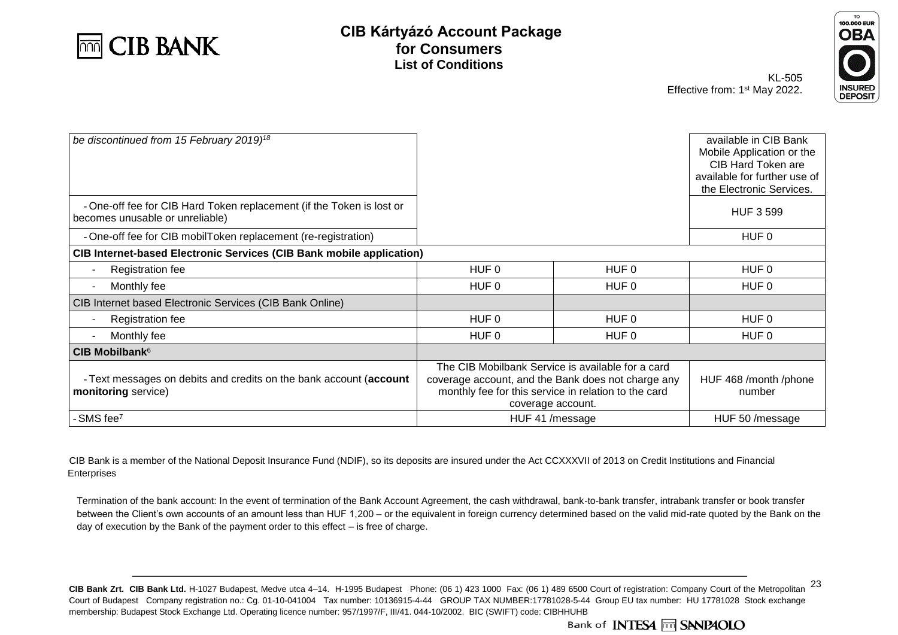# CIB Kártyázó Account Package for Consumers List of Conditions

KL-505
Effective from: 1st May 2022.

| | | | |
|---|---|---|---|
| *be discontinued from 15 February 2019)[18]* | | | available in CIB Bank Mobile Application or the CIB Hard Token are available for further use of the Electronic Services. |
| - One-off fee for CIB Hard Token replacement (if the Token is lost or becomes unusable or unreliable) | | | HUF 3 599 |
| - One-off fee for CIB mobilToken replacement (re-registration) | | | HUF 0 |
| **CIB Internet-based Electronic Services (CIB Bank mobile application)** | | | |
| - Registration fee | HUF 0 | HUF 0 | HUF 0 |
| - Monthly fee | HUF 0 | HUF 0 | HUF 0 |
| CIB Internet based Electronic Services (CIB Bank Online) | | | |
| - Registration fee | HUF 0 | HUF 0 | HUF 0 |
| - Monthly fee | HUF 0 | HUF 0 | HUF 0 |
| **CIB Mobilbank**[6] | | | |
| - Text messages on debits and credits on the bank account (**account monitoring** service) | The CIB Mobilbank Service is available for a card coverage account, and the Bank does not charge any monthly fee for this service in relation to the card coverage account. | | HUF 468 /month /phone number |
| - SMS fee[7] | HUF 41 /message | | HUF 50 /message |

CIB Bank is a member of the National Deposit Insurance Fund (NDIF), so its deposits are insured under the Act CCXXXVII of 2013 on Credit Institutions and Financial Enterprises

Termination of the bank account: In the event of termination of the Bank Account Agreement, the cash withdrawal, bank-to-bank transfer, intrabank transfer or book transfer between the Client's own accounts of an amount less than HUF 1,200 – or the equivalent in foreign currency determined based on the valid mid-rate quoted by the Bank on the day of execution by the Bank of the payment order to this effect – is free of charge.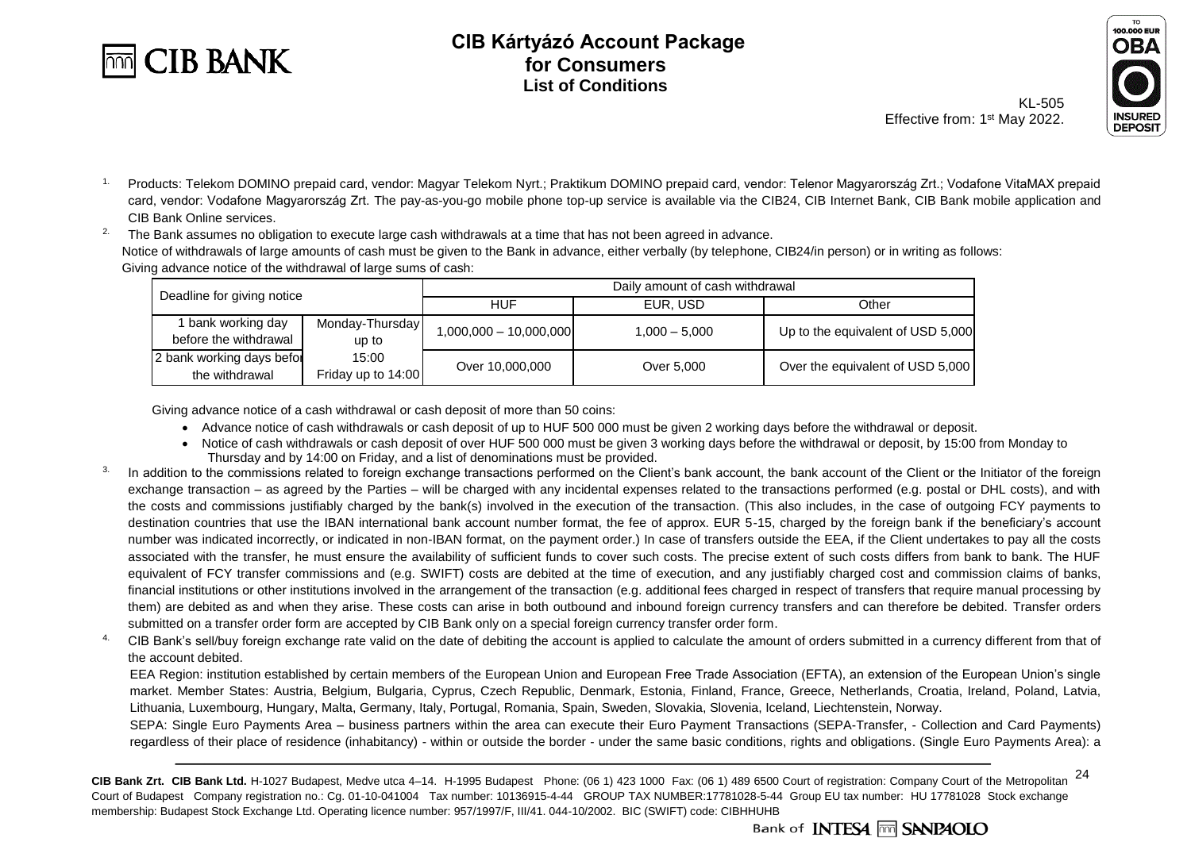# CIB Kártyázó Account Package for Consumers

## List of Conditions

KL-505
Effective from: 1st May 2022.

1. Products: Telekom DOMINO prepaid card, vendor: Magyar Telekom Nyrt.; Praktikum DOMINO prepaid card, vendor: Telenor Magyarország Zrt.; Vodafone VitaMAX prepaid card, vendor: Vodafone Magyarország Zrt. The pay-as-you-go mobile phone top-up service is available via the CIB24, CIB Internet Bank, CIB Bank mobile application and CIB Bank Online services.

2. The Bank assumes no obligation to execute large cash withdrawals at a time that has not been agreed in advance.
Notice of withdrawals of large amounts of cash must be given to the Bank in advance, either verbally (by telephone, CIB24/in person) or in writing as follows:
Giving advance notice of the withdrawal of large sums of cash:

| Deadline for giving notice | | Daily amount of cash withdrawal | | |
|---|---|---|---|---|
| | | HUF | EUR, USD | Other |
| 1 bank working day before the withdrawal | Monday-Thursday up to 15:00 Friday up to 14:00 | 1,000,000 – 10,000,000 | 1,000 – 5,000 | Up to the equivalent of USD 5,000 |
| 2 bank working days before the withdrawal | | Over 10,000,000 | Over 5,000 | Over the equivalent of USD 5,000 |

Giving advance notice of a cash withdrawal or cash deposit of more than 50 coins:

- Advance notice of cash withdrawals or cash deposit of up to HUF 500 000 must be given 2 working days before the withdrawal or deposit.
- Notice of cash withdrawals or cash deposit of over HUF 500 000 must be given 3 working days before the withdrawal or deposit, by 15:00 from Monday to Thursday and by 14:00 on Friday, and a list of denominations must be provided.

3. In addition to the commissions related to foreign exchange transactions performed on the Client's bank account, the bank account of the Client or the Initiator of the foreign exchange transaction – as agreed by the Parties – will be charged with any incidental expenses related to the transactions performed (e.g. postal or DHL costs), and with the costs and commissions justifiably charged by the bank(s) involved in the execution of the transaction. (This also includes, in the case of outgoing FCY payments to destination countries that use the IBAN international bank account number format, the fee of approx. EUR 5-15, charged by the foreign bank if the beneficiary's account number was indicated incorrectly, or indicated in non-IBAN format, on the payment order.) In case of transfers outside the EEA, if the Client undertakes to pay all the costs associated with the transfer, he must ensure the availability of sufficient funds to cover such costs. The precise extent of such costs differs from bank to bank. The HUF equivalent of FCY transfer commissions and (e.g. SWIFT) costs are debited at the time of execution, and any justifiably charged cost and commission claims of banks, financial institutions or other institutions involved in the arrangement of the transaction (e.g. additional fees charged in respect of transfers that require manual processing by them) are debited as and when they arise. These costs can arise in both outbound and inbound foreign currency transfers and can therefore be debited. Transfer orders submitted on a transfer order form are accepted by CIB Bank only on a special foreign currency transfer order form.

4. CIB Bank's sell/buy foreign exchange rate valid on the date of debiting the account is applied to calculate the amount of orders submitted in a currency different from that of the account debited.
EEA Region: institution established by certain members of the European Union and European Free Trade Association (EFTA), an extension of the European Union's single market. Member States: Austria, Belgium, Bulgaria, Cyprus, Czech Republic, Denmark, Estonia, Finland, France, Greece, Netherlands, Croatia, Ireland, Poland, Latvia, Lithuania, Luxembourg, Hungary, Malta, Germany, Italy, Portugal, Romania, Spain, Sweden, Slovakia, Slovenia, Iceland, Liechtenstein, Norway.
SEPA: Single Euro Payments Area – business partners within the area can execute their Euro Payment Transactions (SEPA-Transfer, - Collection and Card Payments) regardless of their place of residence (inhabitancy) - within or outside the border - under the same basic conditions, rights and obligations. (Single Euro Payments Area): a

**CIB Bank Zrt. CIB Bank Ltd.** H-1027 Budapest, Medve utca 4–14. H-1995 Budapest Phone: (06 1) 423 1000 Fax: (06 1) 489 6500 Court of registration: Company Court of the Metropolitan Court of Budapest Company registration no.: Cg. 01-10-041004 Tax number: 10136915-4-44 GROUP TAX NUMBER:17781028-5-44 Group EU tax number: HU 17781028 Stock exchange membership: Budapest Stock Exchange Ltd. Operating licence number: 957/1997/F, III/41. 044-10/2002. BIC (SWIFT) code: CIBHHUHB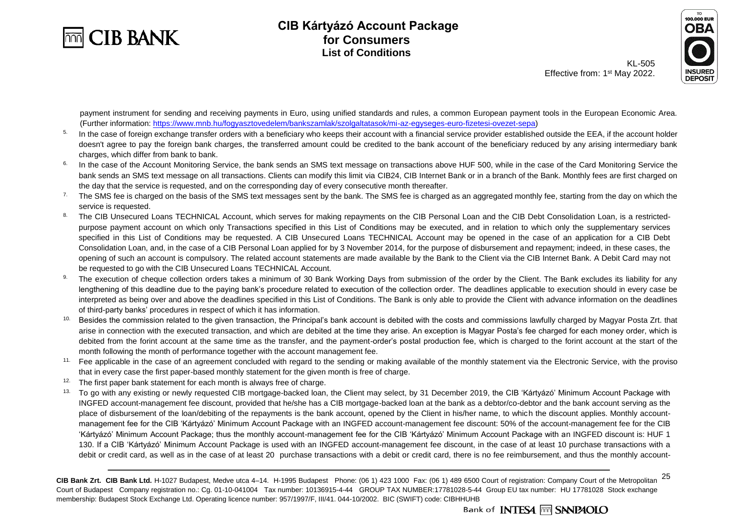payment instrument for sending and receiving payments in Euro, using unified standards and rules, a common European payment tools in the European Economic Area. (Further information: https://www.mnb.hu/fogyasztovedelem/bankszamlak/szolgaltatasok/mi-az-egyseges-euro-fizetesi-ovezet-sepa)

[5] In the case of foreign exchange transfer orders with a beneficiary who keeps their account with a financial service provider established outside the EEA, if the account holder doesn't agree to pay the foreign bank charges, the transferred amount could be credited to the bank account of the beneficiary reduced by any arising intermediary bank charges, which differ from bank to bank.

[6] In the case of the Account Monitoring Service, the bank sends an SMS text message on transactions above HUF 500, while in the case of the Card Monitoring Service the bank sends an SMS text message on all transactions. Clients can modify this limit via CIB24, CIB Internet Bank or in a branch of the Bank. Monthly fees are first charged on the day that the service is requested, and on the corresponding day of every consecutive month thereafter.

[7] The SMS fee is charged on the basis of the SMS text messages sent by the bank. The SMS fee is charged as an aggregated monthly fee, starting from the day on which the service is requested.

[8] The CIB Unsecured Loans TECHNICAL Account, which serves for making repayments on the CIB Personal Loan and the CIB Debt Consolidation Loan, is a restricted-purpose payment account on which only Transactions specified in this List of Conditions may be executed, and in relation to which only the supplementary services specified in this List of Conditions may be requested. A CIB Unsecured Loans TECHNICAL Account may be opened in the case of an application for a CIB Debt Consolidation Loan, and, in the case of a CIB Personal Loan applied for by 3 November 2014, for the purpose of disbursement and repayment; indeed, in these cases, the opening of such an account is compulsory. The related account statements are made available by the Bank to the Client via the CIB Internet Bank. A Debit Card may not be requested to go with the CIB Unsecured Loans TECHNICAL Account.

[9] The execution of cheque collection orders takes a minimum of 30 Bank Working Days from submission of the order by the Client. The Bank excludes its liability for any lengthening of this deadline due to the paying bank's procedure related to execution of the collection order. The deadlines applicable to execution should in every case be interpreted as being over and above the deadlines specified in this List of Conditions. The Bank is only able to provide the Client with advance information on the deadlines of third-party banks' procedures in respect of which it has information.

[10] Besides the commission related to the given transaction, the Principal's bank account is debited with the costs and commissions lawfully charged by Magyar Posta Zrt. that arise in connection with the executed transaction, and which are debited at the time they arise. An exception is Magyar Posta's fee charged for each money order, which is debited from the forint account at the same time as the transfer, and the payment-order's postal production fee, which is charged to the forint account at the start of the month following the month of performance together with the account management fee.

[11] Fee applicable in the case of an agreement concluded with regard to the sending or making available of the monthly statement via the Electronic Service, with the proviso that in every case the first paper-based monthly statement for the given month is free of charge.

[12] The first paper bank statement for each month is always free of charge.

[13] To go with any existing or newly requested CIB mortgage-backed loan, the Client may select, by 31 December 2019, the CIB 'Kártyázó' Minimum Account Package with INGFED account-management fee discount, provided that he/she has a CIB mortgage-backed loan at the bank as a debtor/co-debtor and the bank account serving as the place of disbursement of the loan/debiting of the repayments is the bank account, opened by the Client in his/her name, to which the discount applies. Monthly account-management fee for the CIB 'Kártyázó' Minimum Account Package with an INGFED account-management fee discount: 50% of the account-management fee for the CIB 'Kártyázó' Minimum Account Package; thus the monthly account-management fee for the CIB 'Kártyázó' Minimum Account Package with an INGFED discount is: HUF 1 130. If a CIB 'Kártyázó' Minimum Account Package is used with an INGFED account-management fee discount, in the case of at least 10 purchase transactions with a debit or credit card, as well as in the case of at least 20 purchase transactions with a debit or credit card, there is no fee reimbursement, and thus the monthly account-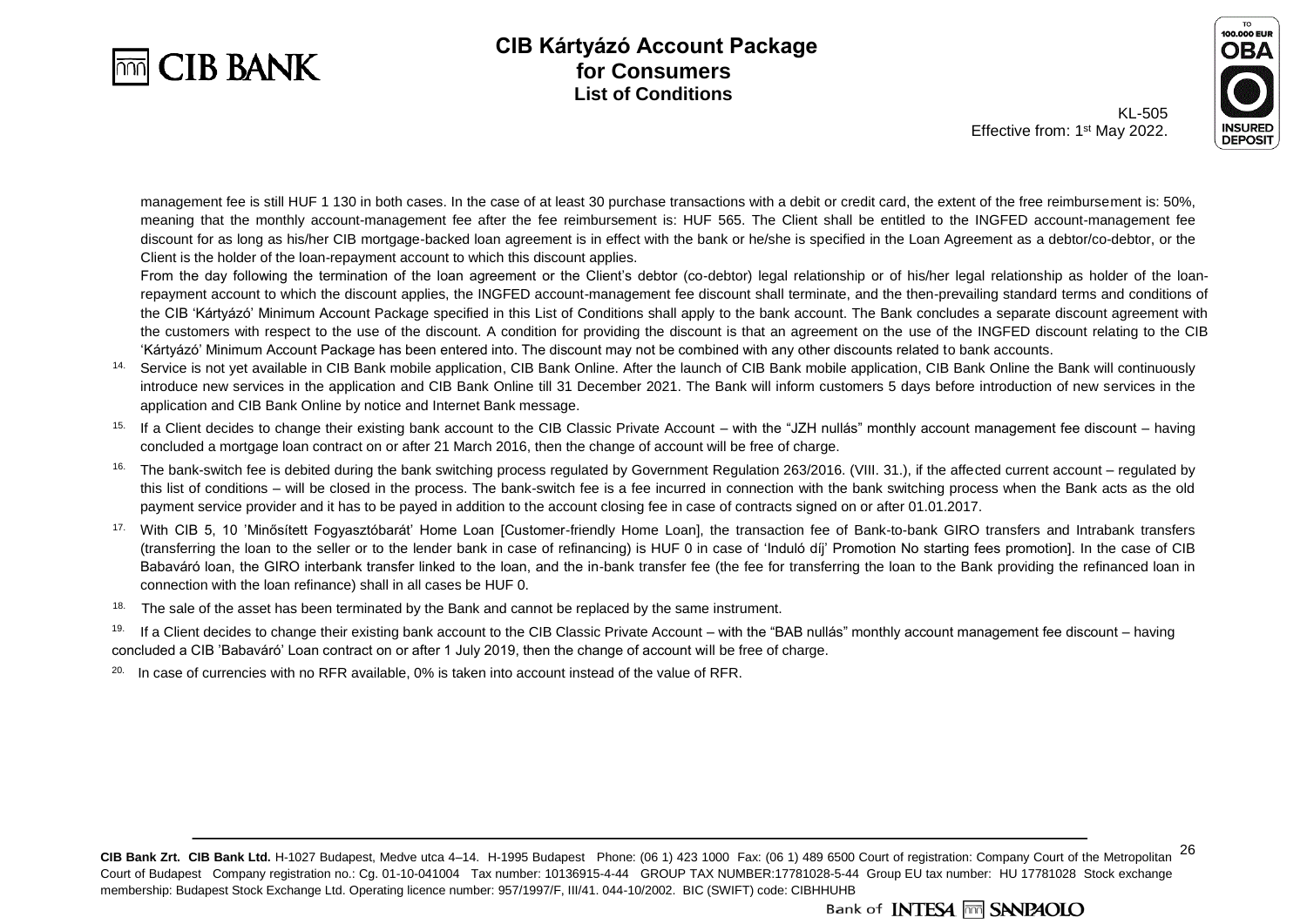management fee is still HUF 1 130 in both cases. In the case of at least 30 purchase transactions with a debit or credit card, the extent of the free reimbursement is: 50%, meaning that the monthly account-management fee after the fee reimbursement is: HUF 565. The Client shall be entitled to the INGFED account-management fee discount for as long as his/her CIB mortgage-backed loan agreement is in effect with the bank or he/she is specified in the Loan Agreement as a debtor/co-debtor, or the Client is the holder of the loan-repayment account to which this discount applies.

From the day following the termination of the loan agreement or the Client's debtor (co-debtor) legal relationship or of his/her legal relationship as holder of the loan-repayment account to which the discount applies, the INGFED account-management fee discount shall terminate, and the then-prevailing standard terms and conditions of the CIB 'Kártyázó' Minimum Account Package specified in this List of Conditions shall apply to the bank account. The Bank concludes a separate discount agreement with the customers with respect to the use of the discount. A condition for providing the discount is that an agreement on the use of the INGFED discount relating to the CIB 'Kártyázó' Minimum Account Package has been entered into. The discount may not be combined with any other discounts related to bank accounts.

[14] Service is not yet available in CIB Bank mobile application, CIB Bank Online. After the launch of CIB Bank mobile application, CIB Bank Online the Bank will continuously introduce new services in the application and CIB Bank Online till 31 December 2021. The Bank will inform customers 5 days before introduction of new services in the application and CIB Bank Online by notice and Internet Bank message.

[15] If a Client decides to change their existing bank account to the CIB Classic Private Account – with the "JZH nullás" monthly account management fee discount – having concluded a mortgage loan contract on or after 21 March 2016, then the change of account will be free of charge.

[16] The bank-switch fee is debited during the bank switching process regulated by Government Regulation 263/2016. (VIII. 31.), if the affected current account – regulated by this list of conditions – will be closed in the process. The bank-switch fee is a fee incurred in connection with the bank switching process when the Bank acts as the old payment service provider and it has to be payed in addition to the account closing fee in case of contracts signed on or after 01.01.2017.

[17] With CIB 5, 10 'Minősített Fogyasztóbarát' Home Loan [Customer-friendly Home Loan], the transaction fee of Bank-to-bank GIRO transfers and Intrabank transfers (transferring the loan to the seller or to the lender bank in case of refinancing) is HUF 0 in case of 'Induló díj' Promotion No starting fees promotion]. In the case of CIB Babaváró loan, the GIRO interbank transfer linked to the loan, and the in-bank transfer fee (the fee for transferring the loan to the Bank providing the refinanced loan in connection with the loan refinance) shall in all cases be HUF 0.

[18] The sale of the asset has been terminated by the Bank and cannot be replaced by the same instrument.

[19] If a Client decides to change their existing bank account to the CIB Classic Private Account – with the "BAB nullás" monthly account management fee discount – having concluded a CIB 'Babaváró' Loan contract on or after 1 July 2019, then the change of account will be free of charge.

[20] In case of currencies with no RFR available, 0% is taken into account instead of the value of RFR.